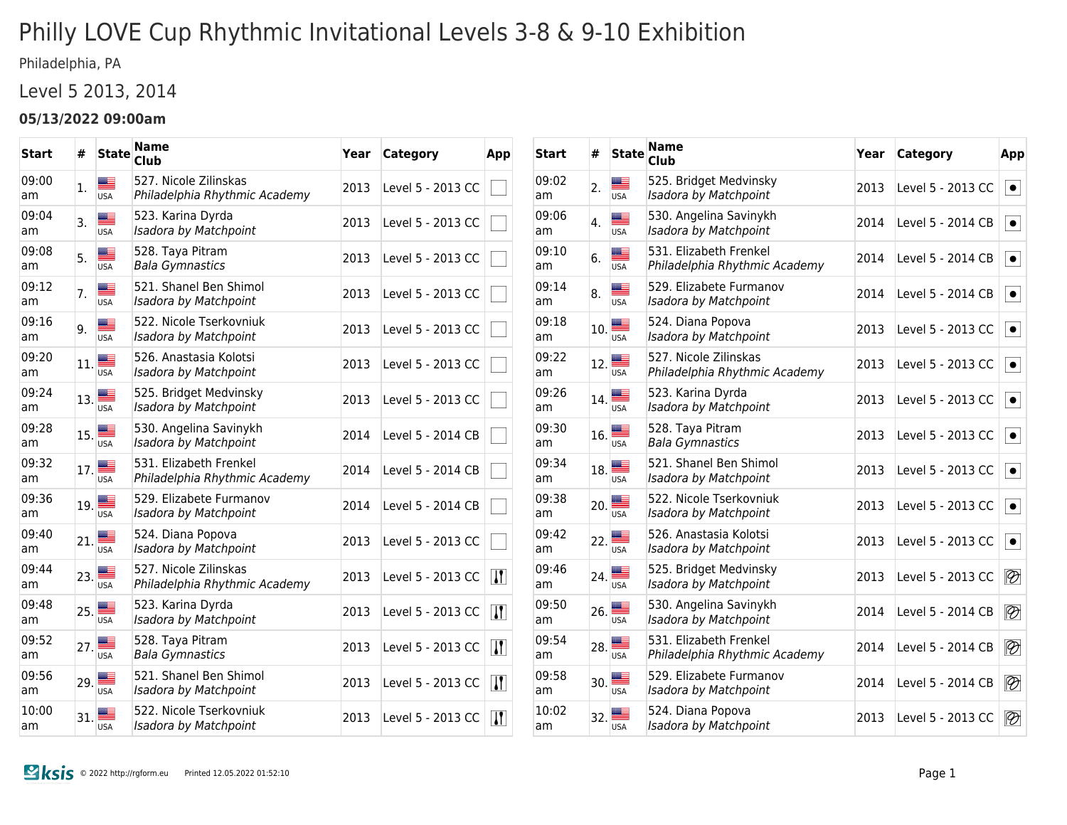# Philly LOVE Cup Rhythmic Invitational Levels 3-8 & 9-10 Exhibition

Philadelphia, PA

## Level 5 2013, 2014

**05/13/2022 09:00am**

| Start | # | State | Name Club | Year | Category | App |
|---|---|---|---|---|---|---|
| 09:00 am | 1. | USA | 527. Nicole Zilinskas *Philadelphia Rhythmic Academy* | 2013 | Level 5 - 2013 CC | |
| 09:04 am | 3. | USA | 523. Karina Dyrda *Isadora by Matchpoint* | 2013 | Level 5 - 2013 CC | |
| 09:08 am | 5. | USA | 528. Taya Pitram *Bala Gymnastics* | 2013 | Level 5 - 2013 CC | |
| 09:12 am | 7. | USA | 521. Shanel Ben Shimol *Isadora by Matchpoint* | 2013 | Level 5 - 2013 CC | |
| 09:16 am | 9. | USA | 522. Nicole Tserkovniuk *Isadora by Matchpoint* | 2013 | Level 5 - 2013 CC | |
| 09:20 am | 11. | USA | 526. Anastasia Kolotsi *Isadora by Matchpoint* | 2013 | Level 5 - 2013 CC | |
| 09:24 am | 13. | USA | 525. Bridget Medvinsky *Isadora by Matchpoint* | 2013 | Level 5 - 2013 CC | |
| 09:28 am | 15. | USA | 530. Angelina Savinykh *Isadora by Matchpoint* | 2014 | Level 5 - 2014 CB | |
| 09:32 am | 17. | USA | 531. Elizabeth Frenkel *Philadelphia Rhythmic Academy* | 2014 | Level 5 - 2014 CB | |
| 09:36 am | 19. | USA | 529. Elizabete Furmanov *Isadora by Matchpoint* | 2014 | Level 5 - 2014 CB | |
| 09:40 am | 21. | USA | 524. Diana Popova *Isadora by Matchpoint* | 2013 | Level 5 - 2013 CC | |
| 09:44 am | 23. | USA | 527. Nicole Zilinskas *Philadelphia Rhythmic Academy* | 2013 | Level 5 - 2013 CC | |
| 09:48 am | 25. | USA | 523. Karina Dyrda *Isadora by Matchpoint* | 2013 | Level 5 - 2013 CC | |
| 09:52 am | 27. | USA | 528. Taya Pitram *Bala Gymnastics* | 2013 | Level 5 - 2013 CC | |
| 09:56 am | 29. | USA | 521. Shanel Ben Shimol *Isadora by Matchpoint* | 2013 | Level 5 - 2013 CC | |
| 10:00 am | 31. | USA | 522. Nicole Tserkovniuk *Isadora by Matchpoint* | 2013 | Level 5 - 2013 CC | |

| Start | # | State | Name Club | Year | Category | App |
|---|---|---|---|---|---|---|
| 09:02 am | 2. | USA | 525. Bridget Medvinsky *Isadora by Matchpoint* | 2013 | Level 5 - 2013 CC | |
| 09:06 am | 4. | USA | 530. Angelina Savinykh *Isadora by Matchpoint* | 2014 | Level 5 - 2014 CB | |
| 09:10 am | 6. | USA | 531. Elizabeth Frenkel *Philadelphia Rhythmic Academy* | 2014 | Level 5 - 2014 CB | |
| 09:14 am | 8. | USA | 529. Elizabete Furmanov *Isadora by Matchpoint* | 2014 | Level 5 - 2014 CB | |
| 09:18 am | 10. | USA | 524. Diana Popova *Isadora by Matchpoint* | 2013 | Level 5 - 2013 CC | |
| 09:22 am | 12. | USA | 527. Nicole Zilinskas *Philadelphia Rhythmic Academy* | 2013 | Level 5 - 2013 CC | |
| 09:26 am | 14. | USA | 523. Karina Dyrda *Isadora by Matchpoint* | 2013 | Level 5 - 2013 CC | |
| 09:30 am | 16. | USA | 528. Taya Pitram *Bala Gymnastics* | 2013 | Level 5 - 2013 CC | |
| 09:34 am | 18. | USA | 521. Shanel Ben Shimol *Isadora by Matchpoint* | 2013 | Level 5 - 2013 CC | |
| 09:38 am | 20. | USA | 522. Nicole Tserkovniuk *Isadora by Matchpoint* | 2013 | Level 5 - 2013 CC | |
| 09:42 am | 22. | USA | 526. Anastasia Kolotsi *Isadora by Matchpoint* | 2013 | Level 5 - 2013 CC | |
| 09:46 am | 24. | USA | 525. Bridget Medvinsky *Isadora by Matchpoint* | 2013 | Level 5 - 2013 CC | |
| 09:50 am | 26. | USA | 530. Angelina Savinykh *Isadora by Matchpoint* | 2014 | Level 5 - 2014 CB | |
| 09:54 am | 28. | USA | 531. Elizabeth Frenkel *Philadelphia Rhythmic Academy* | 2014 | Level 5 - 2014 CB | |
| 09:58 am | 30. | USA | 529. Elizabete Furmanov *Isadora by Matchpoint* | 2014 | Level 5 - 2014 CB | |
| 10:02 am | 32. | USA | 524. Diana Popova *Isadora by Matchpoint* | 2013 | Level 5 - 2013 CC | |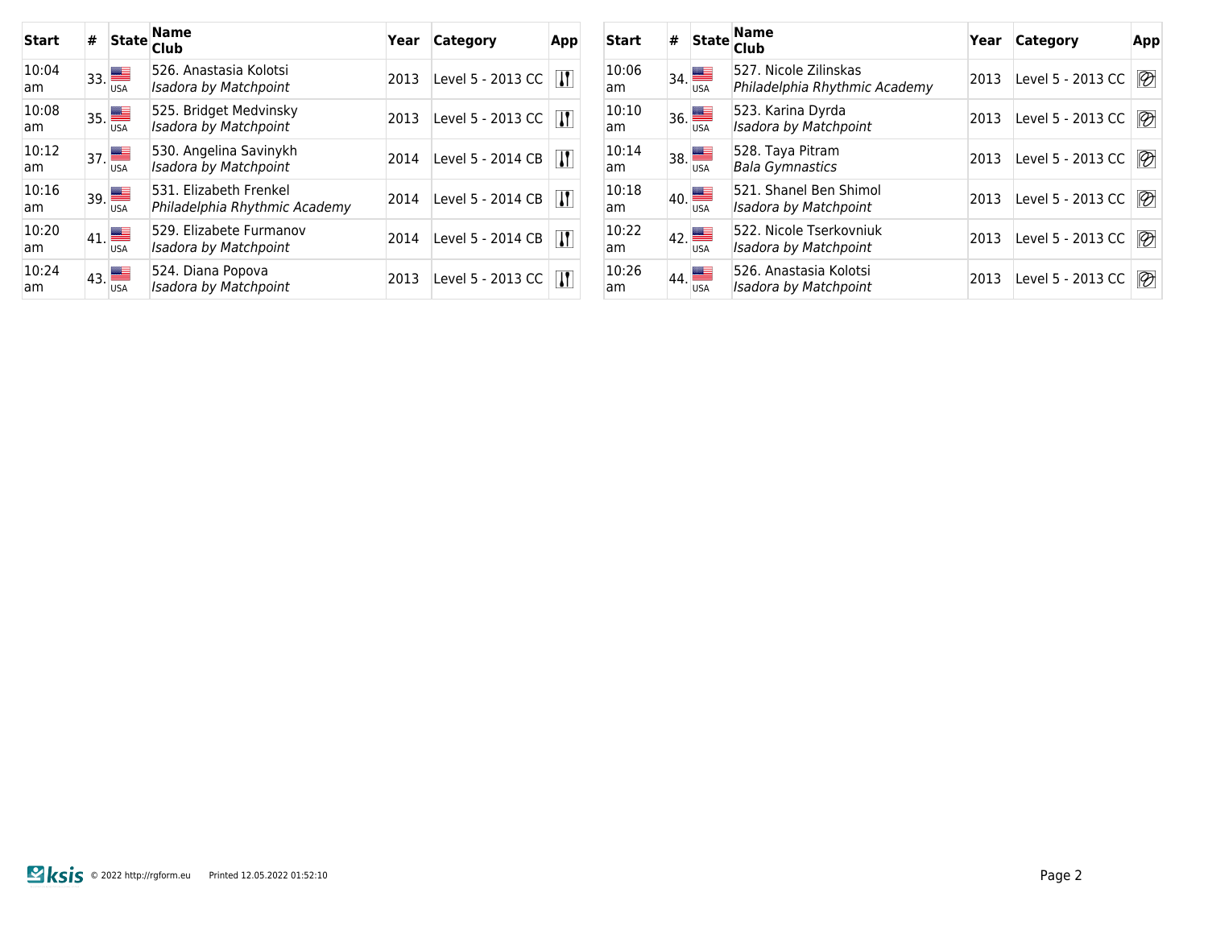| Start | # | State | Name<br>Club | Year | Category | App |
|---|---|---|---|---|---|---|
| 10:04 am | 33. | USA | 526. Anastasia Kolotsi<br>*Isadora by Matchpoint* | 2013 | Level 5 - 2013 CC | |
| 10:08 am | 35. | USA | 525. Bridget Medvinsky<br>*Isadora by Matchpoint* | 2013 | Level 5 - 2013 CC | |
| 10:12 am | 37. | USA | 530. Angelina Savinykh<br>*Isadora by Matchpoint* | 2014 | Level 5 - 2014 CB | |
| 10:16 am | 39. | USA | 531. Elizabeth Frenkel<br>*Philadelphia Rhythmic Academy* | 2014 | Level 5 - 2014 CB | |
| 10:20 am | 41. | USA | 529. Elizabete Furmanov<br>*Isadora by Matchpoint* | 2014 | Level 5 - 2014 CB | |
| 10:24 am | 43. | USA | 524. Diana Popova<br>*Isadora by Matchpoint* | 2013 | Level 5 - 2013 CC | |

| Start | # | State | Name<br>Club | Year | Category | App |
|---|---|---|---|---|---|---|
| 10:06 am | 34. | USA | 527. Nicole Zilinskas<br>*Philadelphia Rhythmic Academy* | 2013 | Level 5 - 2013 CC | |
| 10:10 am | 36. | USA | 523. Karina Dyrda<br>*Isadora by Matchpoint* | 2013 | Level 5 - 2013 CC | |
| 10:14 am | 38. | USA | 528. Taya Pitram<br>*Bala Gymnastics* | 2013 | Level 5 - 2013 CC | |
| 10:18 am | 40. | USA | 521. Shanel Ben Shimol<br>*Isadora by Matchpoint* | 2013 | Level 5 - 2013 CC | |
| 10:22 am | 42. | USA | 522. Nicole Tserkovniuk<br>*Isadora by Matchpoint* | 2013 | Level 5 - 2013 CC | |
| 10:26 am | 44. | USA | 526. Anastasia Kolotsi<br>*Isadora by Matchpoint* | 2013 | Level 5 - 2013 CC | |

ksis © 2022 http://rgform.eu Printed 12.05.2022 01:52:10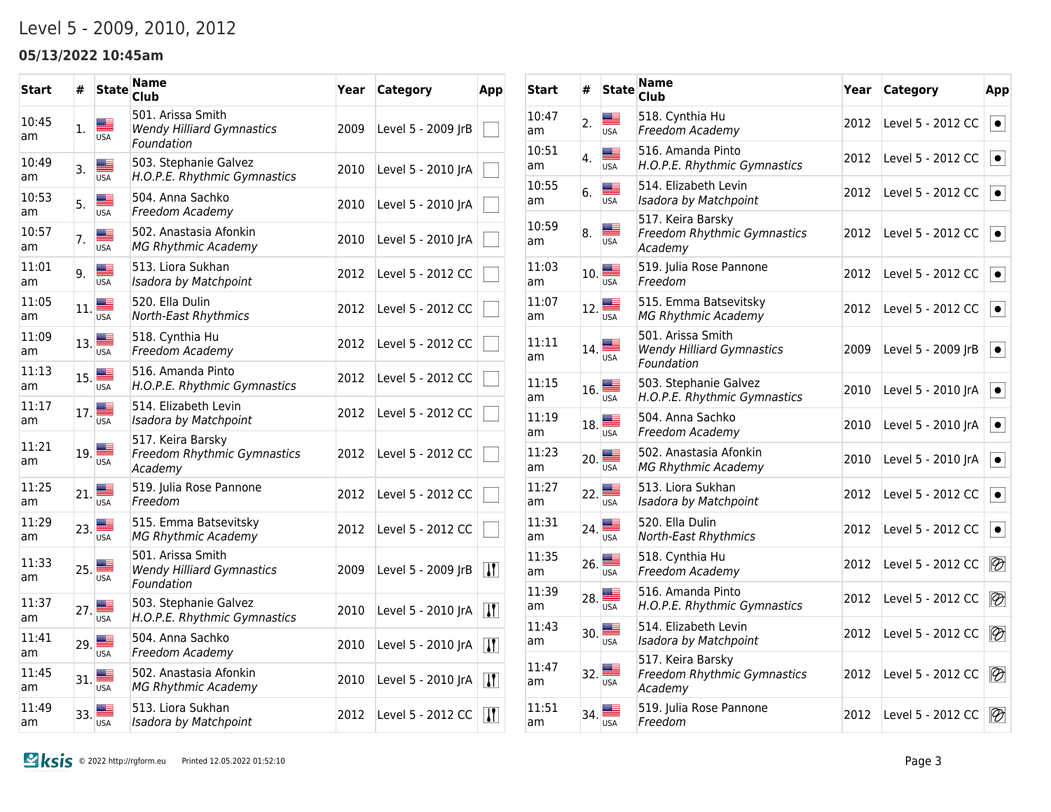# Level 5 - 2009, 2010, 2012

### 05/13/2022 10:45am

| Start | # | State | Name Club | Year | Category | App |
|---|---|---|---|---|---|---|
| 10:45 am | 1. | USA | 501. Arissa Smith *Wendy Hilliard Gymnastics Foundation* | 2009 | Level 5 - 2009 JrB | |
| 10:49 am | 3. | USA | 503. Stephanie Galvez *H.O.P.E. Rhythmic Gymnastics* | 2010 | Level 5 - 2010 JrA | |
| 10:53 am | 5. | USA | 504. Anna Sachko *Freedom Academy* | 2010 | Level 5 - 2010 JrA | |
| 10:57 am | 7. | USA | 502. Anastasia Afonkin *MG Rhythmic Academy* | 2010 | Level 5 - 2010 JrA | |
| 11:01 am | 9. | USA | 513. Liora Sukhan *Isadora by Matchpoint* | 2012 | Level 5 - 2012 CC | |
| 11:05 am | 11. | USA | 520. Ella Dulin *North-East Rhythmics* | 2012 | Level 5 - 2012 CC | |
| 11:09 am | 13. | USA | 518. Cynthia Hu *Freedom Academy* | 2012 | Level 5 - 2012 CC | |
| 11:13 am | 15. | USA | 516. Amanda Pinto *H.O.P.E. Rhythmic Gymnastics* | 2012 | Level 5 - 2012 CC | |
| 11:17 am | 17. | USA | 514. Elizabeth Levin *Isadora by Matchpoint* | 2012 | Level 5 - 2012 CC | |
| 11:21 am | 19. | USA | 517. Keira Barsky *Freedom Rhythmic Gymnastics Academy* | 2012 | Level 5 - 2012 CC | |
| 11:25 am | 21. | USA | 519. Julia Rose Pannone *Freedom* | 2012 | Level 5 - 2012 CC | |
| 11:29 am | 23. | USA | 515. Emma Batsevitsky *MG Rhythmic Academy* | 2012 | Level 5 - 2012 CC | |
| 11:33 am | 25. | USA | 501. Arissa Smith *Wendy Hilliard Gymnastics Foundation* | 2009 | Level 5 - 2009 JrB | |
| 11:37 am | 27. | USA | 503. Stephanie Galvez *H.O.P.E. Rhythmic Gymnastics* | 2010 | Level 5 - 2010 JrA | |
| 11:41 am | 29. | USA | 504. Anna Sachko *Freedom Academy* | 2010 | Level 5 - 2010 JrA | |
| 11:45 am | 31. | USA | 502. Anastasia Afonkin *MG Rhythmic Academy* | 2010 | Level 5 - 2010 JrA | |
| 11:49 am | 33. | USA | 513. Liora Sukhan *Isadora by Matchpoint* | 2012 | Level 5 - 2012 CC | |
| 10:47 am | 2. | USA | 518. Cynthia Hu *Freedom Academy* | 2012 | Level 5 - 2012 CC | |
| 10:51 am | 4. | USA | 516. Amanda Pinto *H.O.P.E. Rhythmic Gymnastics* | 2012 | Level 5 - 2012 CC | |
| 10:55 am | 6. | USA | 514. Elizabeth Levin *Isadora by Matchpoint* | 2012 | Level 5 - 2012 CC | |
| 10:59 am | 8. | USA | 517. Keira Barsky *Freedom Rhythmic Gymnastics Academy* | 2012 | Level 5 - 2012 CC | |
| 11:03 am | 10. | USA | 519. Julia Rose Pannone *Freedom* | 2012 | Level 5 - 2012 CC | |
| 11:07 am | 12. | USA | 515. Emma Batsevitsky *MG Rhythmic Academy* | 2012 | Level 5 - 2012 CC | |
| 11:11 am | 14. | USA | 501. Arissa Smith *Wendy Hilliard Gymnastics Foundation* | 2009 | Level 5 - 2009 JrB | |
| 11:15 am | 16. | USA | 503. Stephanie Galvez *H.O.P.E. Rhythmic Gymnastics* | 2010 | Level 5 - 2010 JrA | |
| 11:19 am | 18. | USA | 504. Anna Sachko *Freedom Academy* | 2010 | Level 5 - 2010 JrA | |
| 11:23 am | 20. | USA | 502. Anastasia Afonkin *MG Rhythmic Academy* | 2010 | Level 5 - 2010 JrA | |
| 11:27 am | 22. | USA | 513. Liora Sukhan *Isadora by Matchpoint* | 2012 | Level 5 - 2012 CC | |
| 11:31 am | 24. | USA | 520. Ella Dulin *North-East Rhythmics* | 2012 | Level 5 - 2012 CC | |
| 11:35 am | 26. | USA | 518. Cynthia Hu *Freedom Academy* | 2012 | Level 5 - 2012 CC | |
| 11:39 am | 28. | USA | 516. Amanda Pinto *H.O.P.E. Rhythmic Gymnastics* | 2012 | Level 5 - 2012 CC | |
| 11:43 am | 30. | USA | 514. Elizabeth Levin *Isadora by Matchpoint* | 2012 | Level 5 - 2012 CC | |
| 11:47 am | 32. | USA | 517. Keira Barsky *Freedom Rhythmic Gymnastics Academy* | 2012 | Level 5 - 2012 CC | |
| 11:51 am | 34. | USA | 519. Julia Rose Pannone *Freedom* | 2012 | Level 5 - 2012 CC | |

© 2022 http://rgform.eu Printed 12.05.2022 01:52:10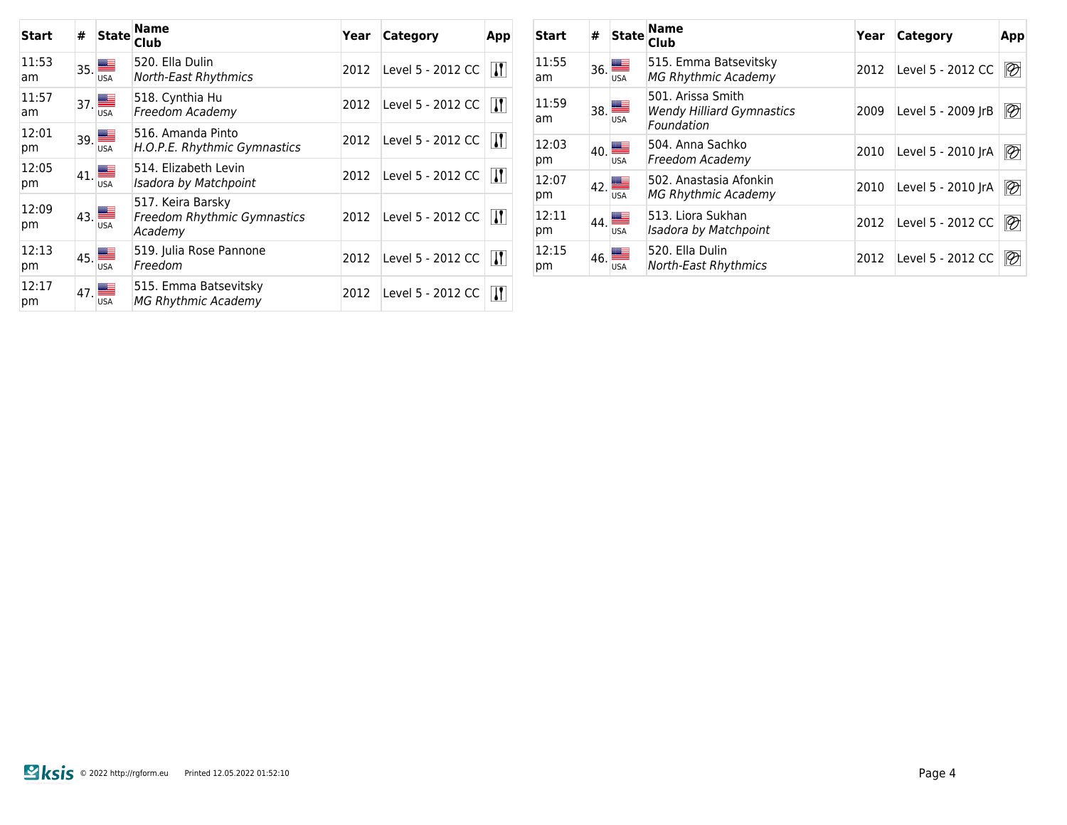| Start | # | State | Name<br>Club | Year | Category | App |
|---|---|---|---|---|---|---|
| 11:53 am | 35. | USA | 520. Ella Dulin<br>*North-East Rhythmics* | 2012 | Level 5 - 2012 CC | |
| 11:57 am | 37. | USA | 518. Cynthia Hu<br>*Freedom Academy* | 2012 | Level 5 - 2012 CC | |
| 12:01 pm | 39. | USA | 516. Amanda Pinto<br>*H.O.P.E. Rhythmic Gymnastics* | 2012 | Level 5 - 2012 CC | |
| 12:05 pm | 41. | USA | 514. Elizabeth Levin<br>*Isadora by Matchpoint* | 2012 | Level 5 - 2012 CC | |
| 12:09 pm | 43. | USA | 517. Keira Barsky<br>*Freedom Rhythmic Gymnastics Academy* | 2012 | Level 5 - 2012 CC | |
| 12:13 pm | 45. | USA | 519. Julia Rose Pannone<br>*Freedom* | 2012 | Level 5 - 2012 CC | |
| 12:17 pm | 47. | USA | 515. Emma Batsevitsky<br>*MG Rhythmic Academy* | 2012 | Level 5 - 2012 CC | |

| Start | # | State | Name<br>Club | Year | Category | App |
|---|---|---|---|---|---|---|
| 11:55 am | 36. | USA | 515. Emma Batsevitsky<br>*MG Rhythmic Academy* | 2012 | Level 5 - 2012 CC | |
| 11:59 am | 38. | USA | 501. Arissa Smith<br>*Wendy Hilliard Gymnastics Foundation* | 2009 | Level 5 - 2009 JrB | |
| 12:03 pm | 40. | USA | 504. Anna Sachko<br>*Freedom Academy* | 2010 | Level 5 - 2010 JrA | |
| 12:07 pm | 42. | USA | 502. Anastasia Afonkin<br>*MG Rhythmic Academy* | 2010 | Level 5 - 2010 JrA | |
| 12:11 pm | 44. | USA | 513. Liora Sukhan<br>*Isadora by Matchpoint* | 2012 | Level 5 - 2012 CC | |
| 12:15 pm | 46. | USA | 520. Ella Dulin<br>*North-East Rhythmics* | 2012 | Level 5 - 2012 CC | |

© 2022 http://rgform.eu Printed 12.05.2022 01:52:10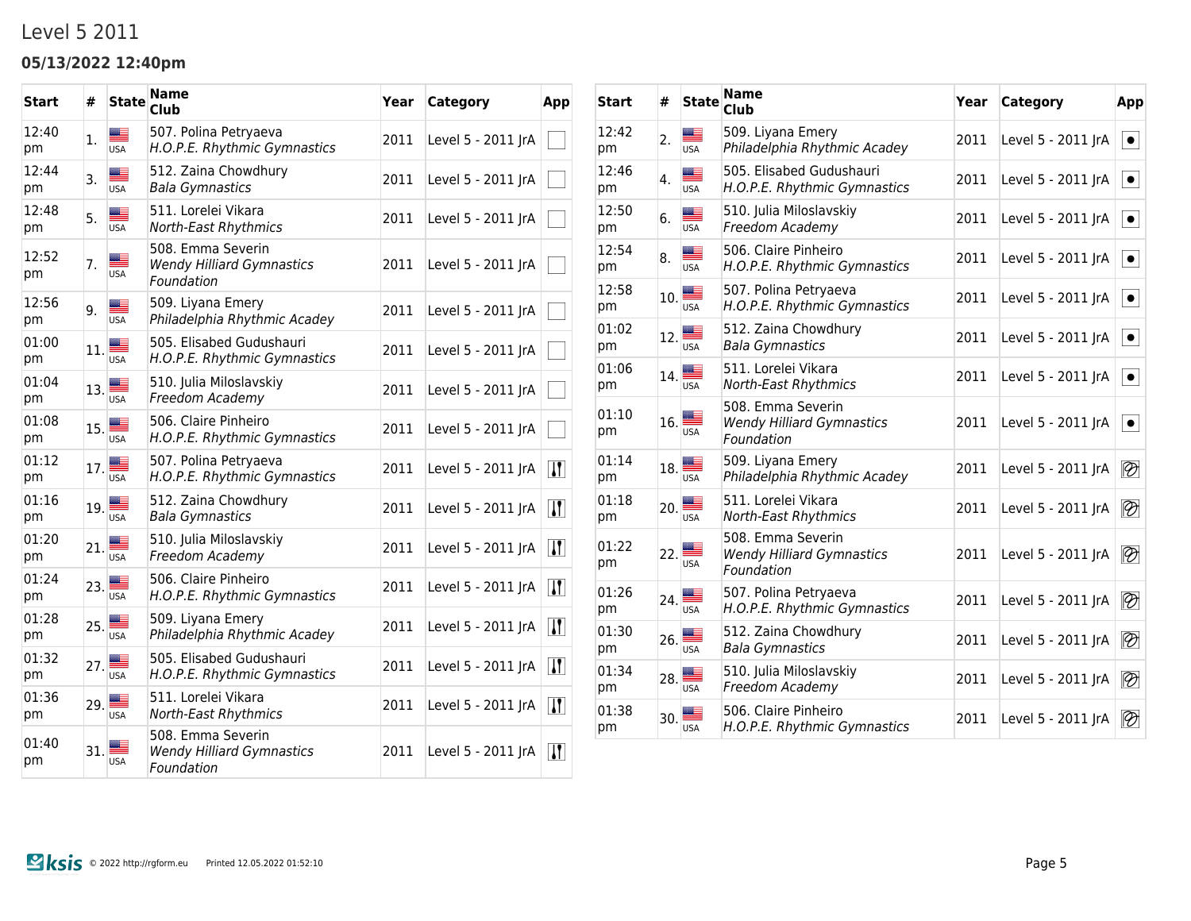# Level 5 2011

## 05/13/2022 12:40pm

| Start | # | State | Name<br>Club | Year | Category | App |
|---|---|---|---|---|---|---|
| 12:40 pm | 1. | USA | 507. Polina Petryaeva<br>*H.O.P.E. Rhythmic Gymnastics* | 2011 | Level 5 - 2011 JrA | |
| 12:44 pm | 3. | USA | 512. Zaina Chowdhury<br>*Bala Gymnastics* | 2011 | Level 5 - 2011 JrA | |
| 12:48 pm | 5. | USA | 511. Lorelei Vikara<br>*North-East Rhythmics* | 2011 | Level 5 - 2011 JrA | |
| 12:52 pm | 7. | USA | 508. Emma Severin<br>*Wendy Hilliard Gymnastics Foundation* | 2011 | Level 5 - 2011 JrA | |
| 12:56 pm | 9. | USA | 509. Liyana Emery<br>*Philadelphia Rhythmic Acadey* | 2011 | Level 5 - 2011 JrA | |
| 01:00 pm | 11. | USA | 505. Elisabed Gudushauri<br>*H.O.P.E. Rhythmic Gymnastics* | 2011 | Level 5 - 2011 JrA | |
| 01:04 pm | 13. | USA | 510. Julia Miloslavskiy<br>*Freedom Academy* | 2011 | Level 5 - 2011 JrA | |
| 01:08 pm | 15. | USA | 506. Claire Pinheiro<br>*H.O.P.E. Rhythmic Gymnastics* | 2011 | Level 5 - 2011 JrA | |
| 01:12 pm | 17. | USA | 507. Polina Petryaeva<br>*H.O.P.E. Rhythmic Gymnastics* | 2011 | Level 5 - 2011 JrA | |
| 01:16 pm | 19. | USA | 512. Zaina Chowdhury<br>*Bala Gymnastics* | 2011 | Level 5 - 2011 JrA | |
| 01:20 pm | 21. | USA | 510. Julia Miloslavskiy<br>*Freedom Academy* | 2011 | Level 5 - 2011 JrA | |
| 01:24 pm | 23. | USA | 506. Claire Pinheiro<br>*H.O.P.E. Rhythmic Gymnastics* | 2011 | Level 5 - 2011 JrA | |
| 01:28 pm | 25. | USA | 509. Liyana Emery<br>*Philadelphia Rhythmic Acadey* | 2011 | Level 5 - 2011 JrA | |
| 01:32 pm | 27. | USA | 505. Elisabed Gudushauri<br>*H.O.P.E. Rhythmic Gymnastics* | 2011 | Level 5 - 2011 JrA | |
| 01:36 pm | 29. | USA | 511. Lorelei Vikara<br>*North-East Rhythmics* | 2011 | Level 5 - 2011 JrA | |
| 01:40 pm | 31. | USA | 508. Emma Severin<br>*Wendy Hilliard Gymnastics Foundation* | 2011 | Level 5 - 2011 JrA | |

| Start | # | State | Name<br>Club | Year | Category | App |
|---|---|---|---|---|---|---|
| 12:42 pm | 2. | USA | 509. Liyana Emery<br>*Philadelphia Rhythmic Acadey* | 2011 | Level 5 - 2011 JrA | |
| 12:46 pm | 4. | USA | 505. Elisabed Gudushauri<br>*H.O.P.E. Rhythmic Gymnastics* | 2011 | Level 5 - 2011 JrA | |
| 12:50 pm | 6. | USA | 510. Julia Miloslavskiy<br>*Freedom Academy* | 2011 | Level 5 - 2011 JrA | |
| 12:54 pm | 8. | USA | 506. Claire Pinheiro<br>*H.O.P.E. Rhythmic Gymnastics* | 2011 | Level 5 - 2011 JrA | |
| 12:58 pm | 10. | USA | 507. Polina Petryaeva<br>*H.O.P.E. Rhythmic Gymnastics* | 2011 | Level 5 - 2011 JrA | |
| 01:02 pm | 12. | USA | 512. Zaina Chowdhury<br>*Bala Gymnastics* | 2011 | Level 5 - 2011 JrA | |
| 01:06 pm | 14. | USA | 511. Lorelei Vikara<br>*North-East Rhythmics* | 2011 | Level 5 - 2011 JrA | |
| 01:10 pm | 16. | USA | 508. Emma Severin<br>*Wendy Hilliard Gymnastics Foundation* | 2011 | Level 5 - 2011 JrA | |
| 01:14 pm | 18. | USA | 509. Liyana Emery<br>*Philadelphia Rhythmic Acadey* | 2011 | Level 5 - 2011 JrA | |
| 01:18 pm | 20. | USA | 511. Lorelei Vikara<br>*North-East Rhythmics* | 2011 | Level 5 - 2011 JrA | |
| 01:22 pm | 22. | USA | 508. Emma Severin<br>*Wendy Hilliard Gymnastics Foundation* | 2011 | Level 5 - 2011 JrA | |
| 01:26 pm | 24. | USA | 507. Polina Petryaeva<br>*H.O.P.E. Rhythmic Gymnastics* | 2011 | Level 5 - 2011 JrA | |
| 01:30 pm | 26. | USA | 512. Zaina Chowdhury<br>*Bala Gymnastics* | 2011 | Level 5 - 2011 JrA | |
| 01:34 pm | 28. | USA | 510. Julia Miloslavskiy<br>*Freedom Academy* | 2011 | Level 5 - 2011 JrA | |
| 01:38 pm | 30. | USA | 506. Claire Pinheiro<br>*H.O.P.E. Rhythmic Gymnastics* | 2011 | Level 5 - 2011 JrA | |

Ksis © 2022 http://rgform.eu Printed 12.05.2022 01:52:10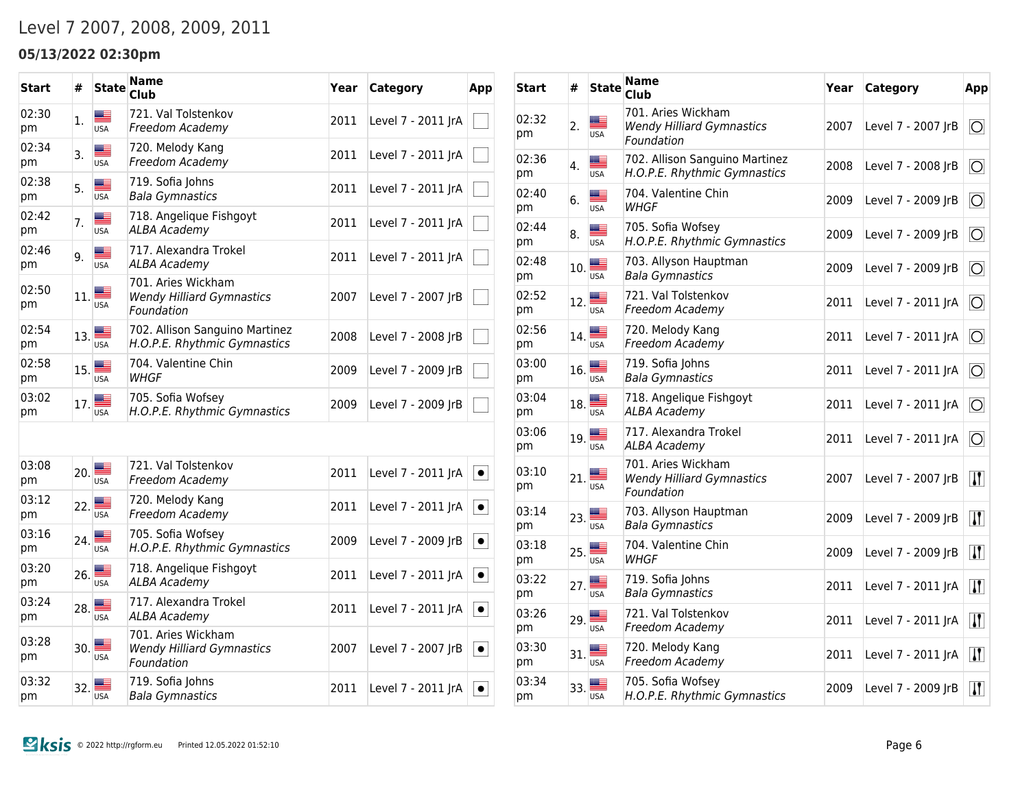# Level 7 2007, 2008, 2009, 2011

### 05/13/2022 02:30pm

| Start | # | State | Name / Club | Year | Category | App |
|---|---|---|---|---|---|---|
| 02:30 pm | 1. | USA | 721. Val Tolstenkov *Freedom Academy* | 2011 | Level 7 - 2011 JrA | |
| 02:34 pm | 3. | USA | 720. Melody Kang *Freedom Academy* | 2011 | Level 7 - 2011 JrA | |
| 02:38 pm | 5. | USA | 719. Sofia Johns *Bala Gymnastics* | 2011 | Level 7 - 2011 JrA | |
| 02:42 pm | 7. | USA | 718. Angelique Fishgoyt *ALBA Academy* | 2011 | Level 7 - 2011 JrA | |
| 02:46 pm | 9. | USA | 717. Alexandra Trokel *ALBA Academy* | 2011 | Level 7 - 2011 JrA | |
| 02:50 pm | 11. | USA | 701. Aries Wickham *Wendy Hilliard Gymnastics Foundation* | 2007 | Level 7 - 2007 JrB | |
| 02:54 pm | 13. | USA | 702. Allison Sanguino Martinez *H.O.P.E. Rhythmic Gymnastics* | 2008 | Level 7 - 2008 JrB | |
| 02:58 pm | 15. | USA | 704. Valentine Chin *WHGF* | 2009 | Level 7 - 2009 JrB | |
| 03:02 pm | 17. | USA | 705. Sofia Wofsey *H.O.P.E. Rhythmic Gymnastics* | 2009 | Level 7 - 2009 JrB | |
| 03:08 pm | 20. | USA | 721. Val Tolstenkov *Freedom Academy* | 2011 | Level 7 - 2011 JrA | |
| 03:12 pm | 22. | USA | 720. Melody Kang *Freedom Academy* | 2011 | Level 7 - 2011 JrA | |
| 03:16 pm | 24. | USA | 705. Sofia Wofsey *H.O.P.E. Rhythmic Gymnastics* | 2009 | Level 7 - 2009 JrB | |
| 03:20 pm | 26. | USA | 718. Angelique Fishgoyt *ALBA Academy* | 2011 | Level 7 - 2011 JrA | |
| 03:24 pm | 28. | USA | 717. Alexandra Trokel *ALBA Academy* | 2011 | Level 7 - 2011 JrA | |
| 03:28 pm | 30. | USA | 701. Aries Wickham *Wendy Hilliard Gymnastics Foundation* | 2007 | Level 7 - 2007 JrB | |
| 03:32 pm | 32. | USA | 719. Sofia Johns *Bala Gymnastics* | 2011 | Level 7 - 2011 JrA | |

| Start | # | State | Name / Club | Year | Category | App |
|---|---|---|---|---|---|---|
| 02:32 pm | 2. | USA | 701. Aries Wickham *Wendy Hilliard Gymnastics Foundation* | 2007 | Level 7 - 2007 JrB | |
| 02:36 pm | 4. | USA | 702. Allison Sanguino Martinez *H.O.P.E. Rhythmic Gymnastics* | 2008 | Level 7 - 2008 JrB | |
| 02:40 pm | 6. | USA | 704. Valentine Chin *WHGF* | 2009 | Level 7 - 2009 JrB | |
| 02:44 pm | 8. | USA | 705. Sofia Wofsey *H.O.P.E. Rhythmic Gymnastics* | 2009 | Level 7 - 2009 JrB | |
| 02:48 pm | 10. | USA | 703. Allyson Hauptman *Bala Gymnastics* | 2009 | Level 7 - 2009 JrB | |
| 02:52 pm | 12. | USA | 721. Val Tolstenkov *Freedom Academy* | 2011 | Level 7 - 2011 JrA | |
| 02:56 pm | 14. | USA | 720. Melody Kang *Freedom Academy* | 2011 | Level 7 - 2011 JrA | |
| 03:00 pm | 16. | USA | 719. Sofia Johns *Bala Gymnastics* | 2011 | Level 7 - 2011 JrA | |
| 03:04 pm | 18. | USA | 718. Angelique Fishgoyt *ALBA Academy* | 2011 | Level 7 - 2011 JrA | |
| 03:06 pm | 19. | USA | 717. Alexandra Trokel *ALBA Academy* | 2011 | Level 7 - 2011 JrA | |
| 03:10 pm | 21. | USA | 701. Aries Wickham *Wendy Hilliard Gymnastics Foundation* | 2007 | Level 7 - 2007 JrB | |
| 03:14 pm | 23. | USA | 703. Allyson Hauptman *Bala Gymnastics* | 2009 | Level 7 - 2009 JrB | |
| 03:18 pm | 25. | USA | 704. Valentine Chin *WHGF* | 2009 | Level 7 - 2009 JrB | |
| 03:22 pm | 27. | USA | 719. Sofia Johns *Bala Gymnastics* | 2011 | Level 7 - 2011 JrA | |
| 03:26 pm | 29. | USA | 721. Val Tolstenkov *Freedom Academy* | 2011 | Level 7 - 2011 JrA | |
| 03:30 pm | 31. | USA | 720. Melody Kang *Freedom Academy* | 2011 | Level 7 - 2011 JrA | |
| 03:34 pm | 33. | USA | 705. Sofia Wofsey *H.O.P.E. Rhythmic Gymnastics* | 2009 | Level 7 - 2009 JrB | |

ksis © 2022 http://rgform.eu Printed 12.05.2022 01:52:10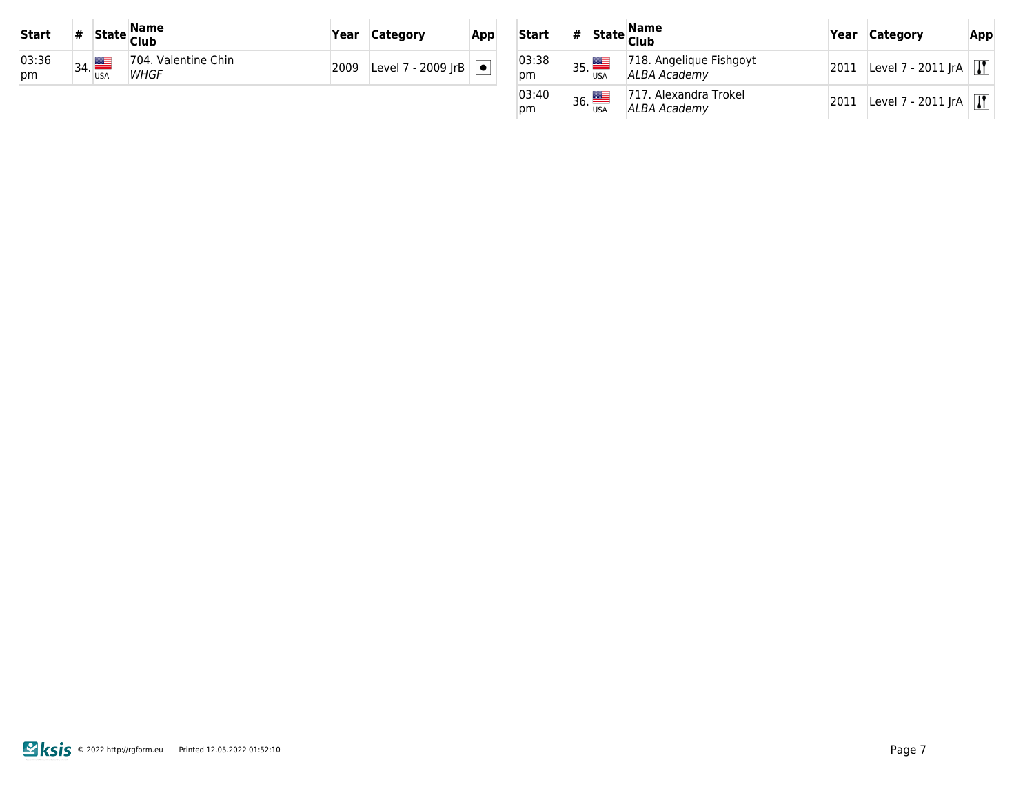| Start | # | State | Name<br>Club | Year | Category | App |
|---|---|---|---|---|---|---|
| 03:36 pm | 34. | USA | 704. Valentine Chin<br>*WHGF* | 2009 | Level 7 - 2009 JrB | ● |

| Start | # | State | Name<br>Club | Year | Category | App |
|---|---|---|---|---|---|---|
| 03:38 pm | 35. | USA | 718. Angelique Fishgoyt<br>*ALBA Academy* | 2011 | Level 7 - 2011 JrA | |
| 03:40 pm | 36. | USA | 717. Alexandra Trokel<br>*ALBA Academy* | 2011 | Level 7 - 2011 JrA | |

ksis © 2022 http://rgform.eu Printed 12.05.2022 01:52:10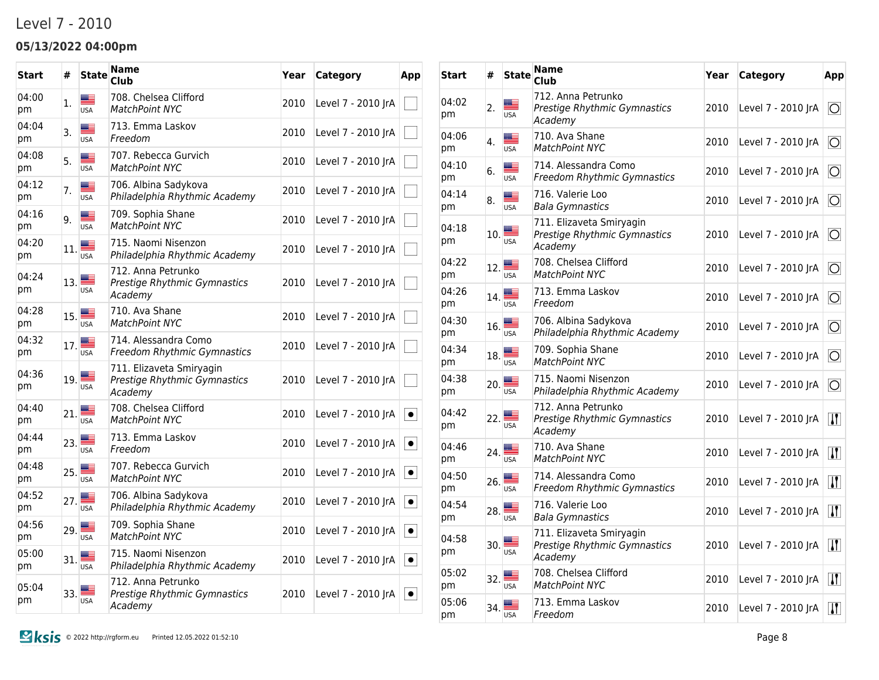# Level 7 - 2010

## 05/13/2022 04:00pm

| Start | # | State | Name<br>Club | Year | Category | App |
|---|---|---|---|---|---|---|
| 04:00 pm | 1. | USA | 708. Chelsea Clifford<br>*MatchPoint NYC* | 2010 | Level 7 - 2010 JrA | |
| 04:04 pm | 3. | USA | 713. Emma Laskov<br>*Freedom* | 2010 | Level 7 - 2010 JrA | |
| 04:08 pm | 5. | USA | 707. Rebecca Gurvich<br>*MatchPoint NYC* | 2010 | Level 7 - 2010 JrA | |
| 04:12 pm | 7. | USA | 706. Albina Sadykova<br>*Philadelphia Rhythmic Academy* | 2010 | Level 7 - 2010 JrA | |
| 04:16 pm | 9. | USA | 709. Sophia Shane<br>*MatchPoint NYC* | 2010 | Level 7 - 2010 JrA | |
| 04:20 pm | 11. | USA | 715. Naomi Nisenzon<br>*Philadelphia Rhythmic Academy* | 2010 | Level 7 - 2010 JrA | |
| 04:24 pm | 13. | USA | 712. Anna Petrunko<br>*Prestige Rhythmic Gymnastics Academy* | 2010 | Level 7 - 2010 JrA | |
| 04:28 pm | 15. | USA | 710. Ava Shane<br>*MatchPoint NYC* | 2010 | Level 7 - 2010 JrA | |
| 04:32 pm | 17. | USA | 714. Alessandra Como<br>*Freedom Rhythmic Gymnastics* | 2010 | Level 7 - 2010 JrA | |
| 04:36 pm | 19. | USA | 711. Elizaveta Smiryagin<br>*Prestige Rhythmic Gymnastics Academy* | 2010 | Level 7 - 2010 JrA | |
| 04:40 pm | 21. | USA | 708. Chelsea Clifford<br>*MatchPoint NYC* | 2010 | Level 7 - 2010 JrA | |
| 04:44 pm | 23. | USA | 713. Emma Laskov<br>*Freedom* | 2010 | Level 7 - 2010 JrA | |
| 04:48 pm | 25. | USA | 707. Rebecca Gurvich<br>*MatchPoint NYC* | 2010 | Level 7 - 2010 JrA | |
| 04:52 pm | 27. | USA | 706. Albina Sadykova<br>*Philadelphia Rhythmic Academy* | 2010 | Level 7 - 2010 JrA | |
| 04:56 pm | 29. | USA | 709. Sophia Shane<br>*MatchPoint NYC* | 2010 | Level 7 - 2010 JrA | |
| 05:00 pm | 31. | USA | 715. Naomi Nisenzon<br>*Philadelphia Rhythmic Academy* | 2010 | Level 7 - 2010 JrA | |
| 05:04 pm | 33. | USA | 712. Anna Petrunko<br>*Prestige Rhythmic Gymnastics Academy* | 2010 | Level 7 - 2010 JrA | |

| Start | # | State | Name<br>Club | Year | Category | App |
|---|---|---|---|---|---|---|
| 04:02 pm | 2. | USA | 712. Anna Petrunko<br>*Prestige Rhythmic Gymnastics Academy* | 2010 | Level 7 - 2010 JrA | |
| 04:06 pm | 4. | USA | 710. Ava Shane<br>*MatchPoint NYC* | 2010 | Level 7 - 2010 JrA | |
| 04:10 pm | 6. | USA | 714. Alessandra Como<br>*Freedom Rhythmic Gymnastics* | 2010 | Level 7 - 2010 JrA | |
| 04:14 pm | 8. | USA | 716. Valerie Loo<br>*Bala Gymnastics* | 2010 | Level 7 - 2010 JrA | |
| 04:18 pm | 10. | USA | 711. Elizaveta Smiryagin<br>*Prestige Rhythmic Gymnastics Academy* | 2010 | Level 7 - 2010 JrA | |
| 04:22 pm | 12. | USA | 708. Chelsea Clifford<br>*MatchPoint NYC* | 2010 | Level 7 - 2010 JrA | |
| 04:26 pm | 14. | USA | 713. Emma Laskov<br>*Freedom* | 2010 | Level 7 - 2010 JrA | |
| 04:30 pm | 16. | USA | 706. Albina Sadykova<br>*Philadelphia Rhythmic Academy* | 2010 | Level 7 - 2010 JrA | |
| 04:34 pm | 18. | USA | 709. Sophia Shane<br>*MatchPoint NYC* | 2010 | Level 7 - 2010 JrA | |
| 04:38 pm | 20. | USA | 715. Naomi Nisenzon<br>*Philadelphia Rhythmic Academy* | 2010 | Level 7 - 2010 JrA | |
| 04:42 pm | 22. | USA | 712. Anna Petrunko<br>*Prestige Rhythmic Gymnastics Academy* | 2010 | Level 7 - 2010 JrA | |
| 04:46 pm | 24. | USA | 710. Ava Shane<br>*MatchPoint NYC* | 2010 | Level 7 - 2010 JrA | |
| 04:50 pm | 26. | USA | 714. Alessandra Como<br>*Freedom Rhythmic Gymnastics* | 2010 | Level 7 - 2010 JrA | |
| 04:54 pm | 28. | USA | 716. Valerie Loo<br>*Bala Gymnastics* | 2010 | Level 7 - 2010 JrA | |
| 04:58 pm | 30. | USA | 711. Elizaveta Smiryagin<br>*Prestige Rhythmic Gymnastics Academy* | 2010 | Level 7 - 2010 JrA | |
| 05:02 pm | 32. | USA | 708. Chelsea Clifford<br>*MatchPoint NYC* | 2010 | Level 7 - 2010 JrA | |
| 05:06 pm | 34. | USA | 713. Emma Laskov<br>*Freedom* | 2010 | Level 7 - 2010 JrA | |

© 2022 http://rgform.eu Printed 12.05.2022 01:52:10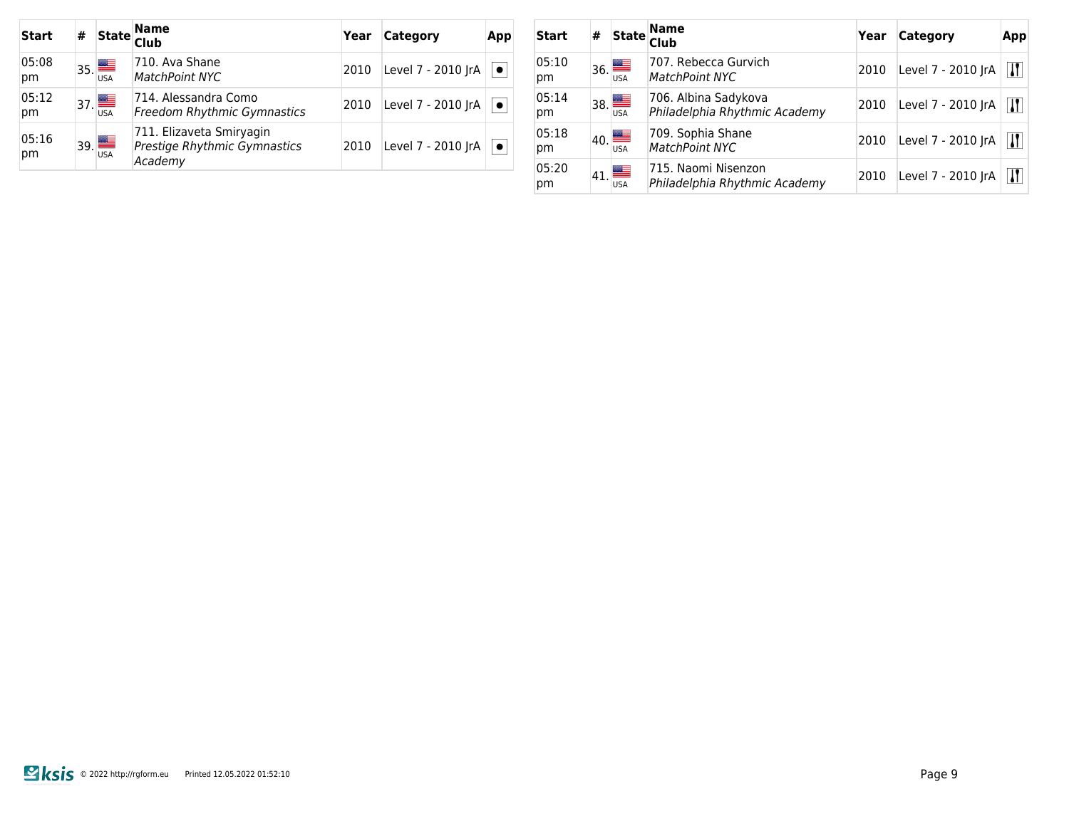| Start | # | State | Name Club | Year | Category | App |
|---|---|---|---|---|---|---|
| 05:08 pm | 35. | USA | 710. Ava Shane *MatchPoint NYC* | 2010 | Level 7 - 2010 JrA | ● |
| 05:12 pm | 37. | USA | 714. Alessandra Como *Freedom Rhythmic Gymnastics* | 2010 | Level 7 - 2010 JrA | ● |
| 05:16 pm | 39. | USA | 711. Elizaveta Smiryagin *Prestige Rhythmic Gymnastics Academy* | 2010 | Level 7 - 2010 JrA | ● |

| Start | # | State | Name Club | Year | Category | App |
|---|---|---|---|---|---|---|
| 05:10 pm | 36. | USA | 707. Rebecca Gurvich *MatchPoint NYC* | 2010 | Level 7 - 2010 JrA | Clubs |
| 05:14 pm | 38. | USA | 706. Albina Sadykova *Philadelphia Rhythmic Academy* | 2010 | Level 7 - 2010 JrA | Clubs |
| 05:18 pm | 40. | USA | 709. Sophia Shane *MatchPoint NYC* | 2010 | Level 7 - 2010 JrA | Clubs |
| 05:20 pm | 41. | USA | 715. Naomi Nisenzon *Philadelphia Rhythmic Academy* | 2010 | Level 7 - 2010 JrA | Clubs |

ksis © 2022 http://rgform.eu Printed 12.05.2022 01:52:10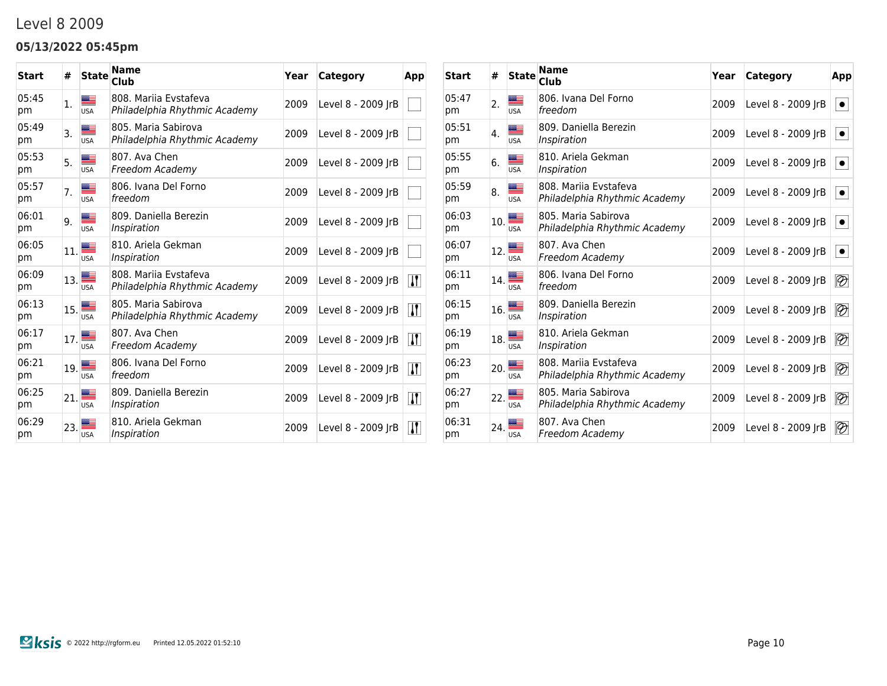# Level 8 2009

### 05/13/2022 05:45pm

| Start | # | State | Name<br>Club | Year | Category | App |
|---|---|---|---|---|---|---|
| 05:45 pm | 1. | USA | 808. Mariia Evstafeva<br>*Philadelphia Rhythmic Academy* | 2009 | Level 8 - 2009 JrB | |
| 05:47 pm | 2. | USA | 806. Ivana Del Forno<br>*freedom* | 2009 | Level 8 - 2009 JrB | ● |
| 05:49 pm | 3. | USA | 805. Maria Sabirova<br>*Philadelphia Rhythmic Academy* | 2009 | Level 8 - 2009 JrB | |
| 05:51 pm | 4. | USA | 809. Daniella Berezin<br>*Inspiration* | 2009 | Level 8 - 2009 JrB | ● |
| 05:53 pm | 5. | USA | 807. Ava Chen<br>*Freedom Academy* | 2009 | Level 8 - 2009 JrB | |
| 05:55 pm | 6. | USA | 810. Ariela Gekman<br>*Inspiration* | 2009 | Level 8 - 2009 JrB | ● |
| 05:57 pm | 7. | USA | 806. Ivana Del Forno<br>*freedom* | 2009 | Level 8 - 2009 JrB | |
| 05:59 pm | 8. | USA | 808. Mariia Evstafeva<br>*Philadelphia Rhythmic Academy* | 2009 | Level 8 - 2009 JrB | ● |
| 06:01 pm | 9. | USA | 809. Daniella Berezin<br>*Inspiration* | 2009 | Level 8 - 2009 JrB | |
| 06:03 pm | 10. | USA | 805. Maria Sabirova<br>*Philadelphia Rhythmic Academy* | 2009 | Level 8 - 2009 JrB | ● |
| 06:05 pm | 11. | USA | 810. Ariela Gekman<br>*Inspiration* | 2009 | Level 8 - 2009 JrB | |
| 06:07 pm | 12. | USA | 807. Ava Chen<br>*Freedom Academy* | 2009 | Level 8 - 2009 JrB | ● |
| 06:09 pm | 13. | USA | 808. Mariia Evstafeva<br>*Philadelphia Rhythmic Academy* | 2009 | Level 8 - 2009 JrB | Clubs |
| 06:11 pm | 14. | USA | 806. Ivana Del Forno<br>*freedom* | 2009 | Level 8 - 2009 JrB | Ribbon |
| 06:13 pm | 15. | USA | 805. Maria Sabirova<br>*Philadelphia Rhythmic Academy* | 2009 | Level 8 - 2009 JrB | Clubs |
| 06:15 pm | 16. | USA | 809. Daniella Berezin<br>*Inspiration* | 2009 | Level 8 - 2009 JrB | Ribbon |
| 06:17 pm | 17. | USA | 807. Ava Chen<br>*Freedom Academy* | 2009 | Level 8 - 2009 JrB | Clubs |
| 06:19 pm | 18. | USA | 810. Ariela Gekman<br>*Inspiration* | 2009 | Level 8 - 2009 JrB | Ribbon |
| 06:21 pm | 19. | USA | 806. Ivana Del Forno<br>*freedom* | 2009 | Level 8 - 2009 JrB | Clubs |
| 06:23 pm | 20. | USA | 808. Mariia Evstafeva<br>*Philadelphia Rhythmic Academy* | 2009 | Level 8 - 2009 JrB | Ribbon |
| 06:25 pm | 21. | USA | 809. Daniella Berezin<br>*Inspiration* | 2009 | Level 8 - 2009 JrB | Clubs |
| 06:27 pm | 22. | USA | 805. Maria Sabirova<br>*Philadelphia Rhythmic Academy* | 2009 | Level 8 - 2009 JrB | Ribbon |
| 06:29 pm | 23. | USA | 810. Ariela Gekman<br>*Inspiration* | 2009 | Level 8 - 2009 JrB | Clubs |
| 06:31 pm | 24. | USA | 807. Ava Chen<br>*Freedom Academy* | 2009 | Level 8 - 2009 JrB | Ribbon |

ksis © 2022 http://rgform.eu Printed 12.05.2022 01:52:10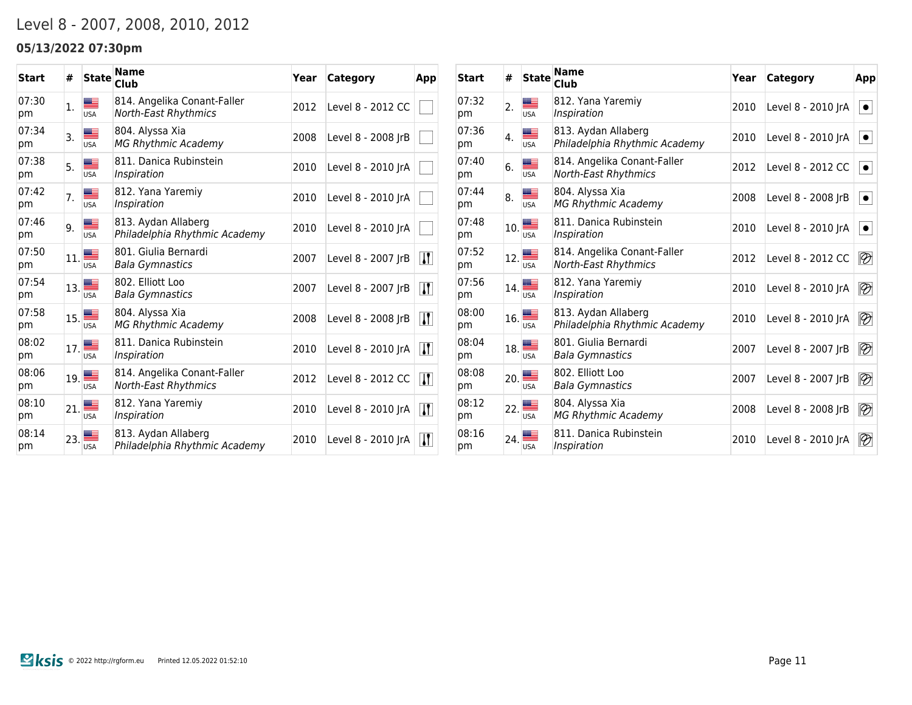# Level 8 - 2007, 2008, 2010, 2012

### 05/13/2022 07:30pm

| Start | # | State | Name / Club | Year | Category | App |
|---|---|---|---|---|---|---|
| 07:30 pm | 1. | USA | 814. Angelika Conant-Faller / *North-East Rhythmics* | 2012 | Level 8 - 2012 CC | |
| 07:34 pm | 3. | USA | 804. Alyssa Xia / *MG Rhythmic Academy* | 2008 | Level 8 - 2008 JrB | |
| 07:38 pm | 5. | USA | 811. Danica Rubinstein / *Inspiration* | 2010 | Level 8 - 2010 JrA | |
| 07:42 pm | 7. | USA | 812. Yana Yaremiy / *Inspiration* | 2010 | Level 8 - 2010 JrA | |
| 07:46 pm | 9. | USA | 813. Aydan Allaberg / *Philadelphia Rhythmic Academy* | 2010 | Level 8 - 2010 JrA | |
| 07:50 pm | 11. | USA | 801. Giulia Bernardi / *Bala Gymnastics* | 2007 | Level 8 - 2007 JrB | |
| 07:54 pm | 13. | USA | 802. Elliott Loo / *Bala Gymnastics* | 2007 | Level 8 - 2007 JrB | |
| 07:58 pm | 15. | USA | 804. Alyssa Xia / *MG Rhythmic Academy* | 2008 | Level 8 - 2008 JrB | |
| 08:02 pm | 17. | USA | 811. Danica Rubinstein / *Inspiration* | 2010 | Level 8 - 2010 JrA | |
| 08:06 pm | 19. | USA | 814. Angelika Conant-Faller / *North-East Rhythmics* | 2012 | Level 8 - 2012 CC | |
| 08:10 pm | 21. | USA | 812. Yana Yaremiy / *Inspiration* | 2010 | Level 8 - 2010 JrA | |
| 08:14 pm | 23. | USA | 813. Aydan Allaberg / *Philadelphia Rhythmic Academy* | 2010 | Level 8 - 2010 JrA | |

| Start | # | State | Name / Club | Year | Category | App |
|---|---|---|---|---|---|---|
| 07:32 pm | 2. | USA | 812. Yana Yaremiy / *Inspiration* | 2010 | Level 8 - 2010 JrA | |
| 07:36 pm | 4. | USA | 813. Aydan Allaberg / *Philadelphia Rhythmic Academy* | 2010 | Level 8 - 2010 JrA | |
| 07:40 pm | 6. | USA | 814. Angelika Conant-Faller / *North-East Rhythmics* | 2012 | Level 8 - 2012 CC | |
| 07:44 pm | 8. | USA | 804. Alyssa Xia / *MG Rhythmic Academy* | 2008 | Level 8 - 2008 JrB | |
| 07:48 pm | 10. | USA | 811. Danica Rubinstein / *Inspiration* | 2010 | Level 8 - 2010 JrA | |
| 07:52 pm | 12. | USA | 814. Angelika Conant-Faller / *North-East Rhythmics* | 2012 | Level 8 - 2012 CC | |
| 07:56 pm | 14. | USA | 812. Yana Yaremiy / *Inspiration* | 2010 | Level 8 - 2010 JrA | |
| 08:00 pm | 16. | USA | 813. Aydan Allaberg / *Philadelphia Rhythmic Academy* | 2010 | Level 8 - 2010 JrA | |
| 08:04 pm | 18. | USA | 801. Giulia Bernardi / *Bala Gymnastics* | 2007 | Level 8 - 2007 JrB | |
| 08:08 pm | 20. | USA | 802. Elliott Loo / *Bala Gymnastics* | 2007 | Level 8 - 2007 JrB | |
| 08:12 pm | 22. | USA | 804. Alyssa Xia / *MG Rhythmic Academy* | 2008 | Level 8 - 2008 JrB | |
| 08:16 pm | 24. | USA | 811. Danica Rubinstein / *Inspiration* | 2010 | Level 8 - 2010 JrA | |

ksis © 2022 http://rgform.eu Printed 12.05.2022 01:52:10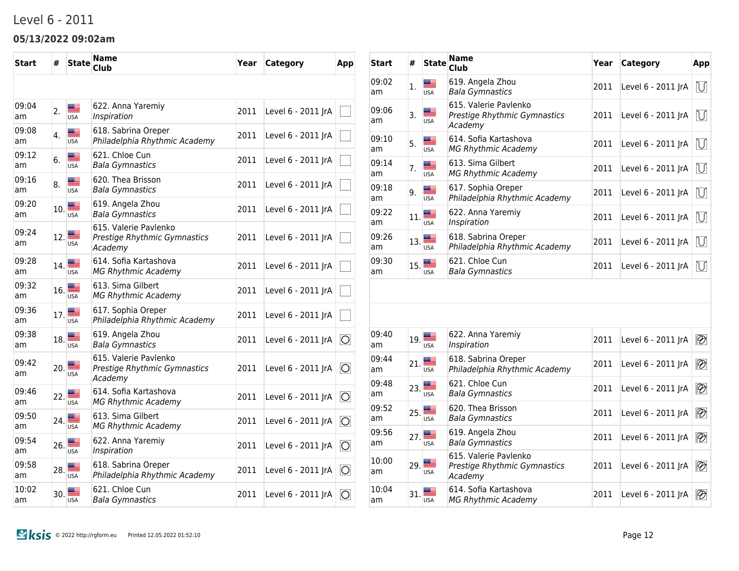Level 6 - 2011

**05/13/2022 09:02am**

| Start | # | State | Name<br>Club | Year | Category | App |
|---|---|---|---|---|---|---|
| 09:04 am | 2. | USA | 622. Anna Yaremiy<br>*Inspiration* | 2011 | Level 6 - 2011 JrA | |
| 09:08 am | 4. | USA | 618. Sabrina Oreper<br>*Philadelphia Rhythmic Academy* | 2011 | Level 6 - 2011 JrA | |
| 09:12 am | 6. | USA | 621. Chloe Cun<br>*Bala Gymnastics* | 2011 | Level 6 - 2011 JrA | |
| 09:16 am | 8. | USA | 620. Thea Brisson<br>*Bala Gymnastics* | 2011 | Level 6 - 2011 JrA | |
| 09:20 am | 10. | USA | 619. Angela Zhou<br>*Bala Gymnastics* | 2011 | Level 6 - 2011 JrA | |
| 09:24 am | 12. | USA | 615. Valerie Pavlenko<br>*Prestige Rhythmic Gymnastics Academy* | 2011 | Level 6 - 2011 JrA | |
| 09:28 am | 14. | USA | 614. Sofia Kartashova<br>*MG Rhythmic Academy* | 2011 | Level 6 - 2011 JrA | |
| 09:32 am | 16. | USA | 613. Sima Gilbert<br>*MG Rhythmic Academy* | 2011 | Level 6 - 2011 JrA | |
| 09:36 am | 17. | USA | 617. Sophia Oreper<br>*Philadelphia Rhythmic Academy* | 2011 | Level 6 - 2011 JrA | |
| 09:38 am | 18. | USA | 619. Angela Zhou<br>*Bala Gymnastics* | 2011 | Level 6 - 2011 JrA | |
| 09:42 am | 20. | USA | 615. Valerie Pavlenko<br>*Prestige Rhythmic Gymnastics Academy* | 2011 | Level 6 - 2011 JrA | |
| 09:46 am | 22. | USA | 614. Sofia Kartashova<br>*MG Rhythmic Academy* | 2011 | Level 6 - 2011 JrA | |
| 09:50 am | 24. | USA | 613. Sima Gilbert<br>*MG Rhythmic Academy* | 2011 | Level 6 - 2011 JrA | |
| 09:54 am | 26. | USA | 622. Anna Yaremiy<br>*Inspiration* | 2011 | Level 6 - 2011 JrA | |
| 09:58 am | 28. | USA | 618. Sabrina Oreper<br>*Philadelphia Rhythmic Academy* | 2011 | Level 6 - 2011 JrA | |
| 10:02 am | 30. | USA | 621. Chloe Cun<br>*Bala Gymnastics* | 2011 | Level 6 - 2011 JrA | |

| Start | # | State | Name<br>Club | Year | Category | App |
|---|---|---|---|---|---|---|
| 09:02 am | 1. | USA | 619. Angela Zhou<br>*Bala Gymnastics* | 2011 | Level 6 - 2011 JrA | |
| 09:06 am | 3. | USA | 615. Valerie Pavlenko<br>*Prestige Rhythmic Gymnastics Academy* | 2011 | Level 6 - 2011 JrA | |
| 09:10 am | 5. | USA | 614. Sofia Kartashova<br>*MG Rhythmic Academy* | 2011 | Level 6 - 2011 JrA | |
| 09:14 am | 7. | USA | 613. Sima Gilbert<br>*MG Rhythmic Academy* | 2011 | Level 6 - 2011 JrA | |
| 09:18 am | 9. | USA | 617. Sophia Oreper<br>*Philadelphia Rhythmic Academy* | 2011 | Level 6 - 2011 JrA | |
| 09:22 am | 11. | USA | 622. Anna Yaremiy<br>*Inspiration* | 2011 | Level 6 - 2011 JrA | |
| 09:26 am | 13. | USA | 618. Sabrina Oreper<br>*Philadelphia Rhythmic Academy* | 2011 | Level 6 - 2011 JrA | |
| 09:30 am | 15. | USA | 621. Chloe Cun<br>*Bala Gymnastics* | 2011 | Level 6 - 2011 JrA | |
| 09:40 am | 19. | USA | 622. Anna Yaremiy<br>*Inspiration* | 2011 | Level 6 - 2011 JrA | |
| 09:44 am | 21. | USA | 618. Sabrina Oreper<br>*Philadelphia Rhythmic Academy* | 2011 | Level 6 - 2011 JrA | |
| 09:48 am | 23. | USA | 621. Chloe Cun<br>*Bala Gymnastics* | 2011 | Level 6 - 2011 JrA | |
| 09:52 am | 25. | USA | 620. Thea Brisson<br>*Bala Gymnastics* | 2011 | Level 6 - 2011 JrA | |
| 09:56 am | 27. | USA | 619. Angela Zhou<br>*Bala Gymnastics* | 2011 | Level 6 - 2011 JrA | |
| 10:00 am | 29. | USA | 615. Valerie Pavlenko<br>*Prestige Rhythmic Gymnastics Academy* | 2011 | Level 6 - 2011 JrA | |
| 10:04 am | 31. | USA | 614. Sofia Kartashova<br>*MG Rhythmic Academy* | 2011 | Level 6 - 2011 JrA | |

ksis © 2022 http://rgform.eu Printed 12.05.2022 01:52:10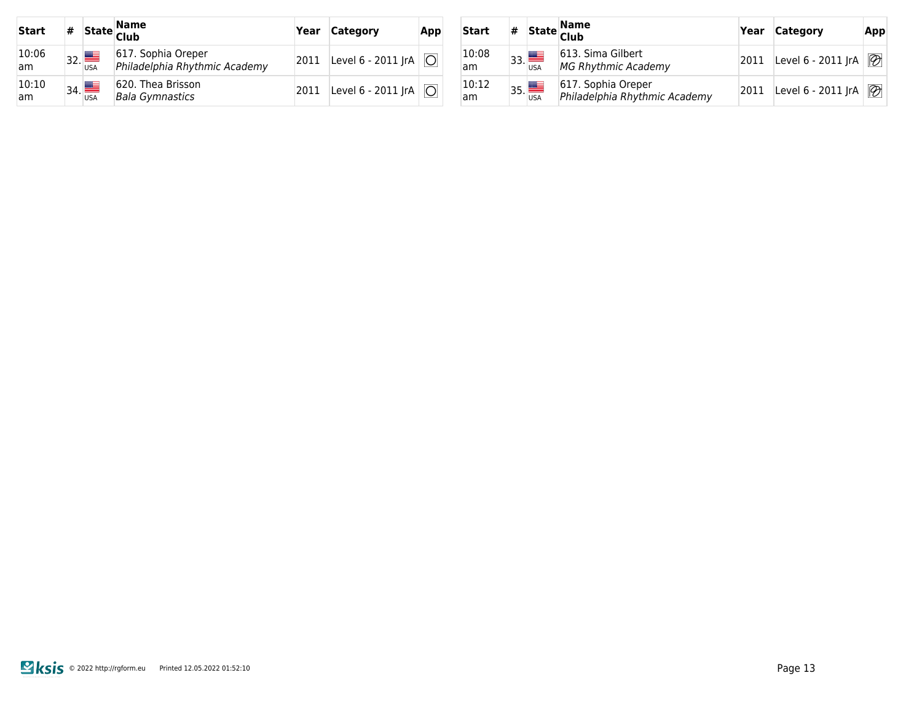| Start | # | State | Name Club | Year | Category | App |
|---|---|---|---|---|---|---|
| 10:06 am | 32. | USA | 617. Sophia Oreper *Philadelphia Rhythmic Academy* | 2011 | Level 6 - 2011 JrA | ◯ |
| 10:10 am | 34. | USA | 620. Thea Brisson *Bala Gymnastics* | 2011 | Level 6 - 2011 JrA | ◯ |

| Start | # | State | Name Club | Year | Category | App |
|---|---|---|---|---|---|---|
| 10:08 am | 33. | USA | 613. Sima Gilbert *MG Rhythmic Academy* | 2011 | Level 6 - 2011 JrA | |
| 10:12 am | 35. | USA | 617. Sophia Oreper *Philadelphia Rhythmic Academy* | 2011 | Level 6 - 2011 JrA | |

ksis © 2022 http://rgform.eu Printed 12.05.2022 01:52:10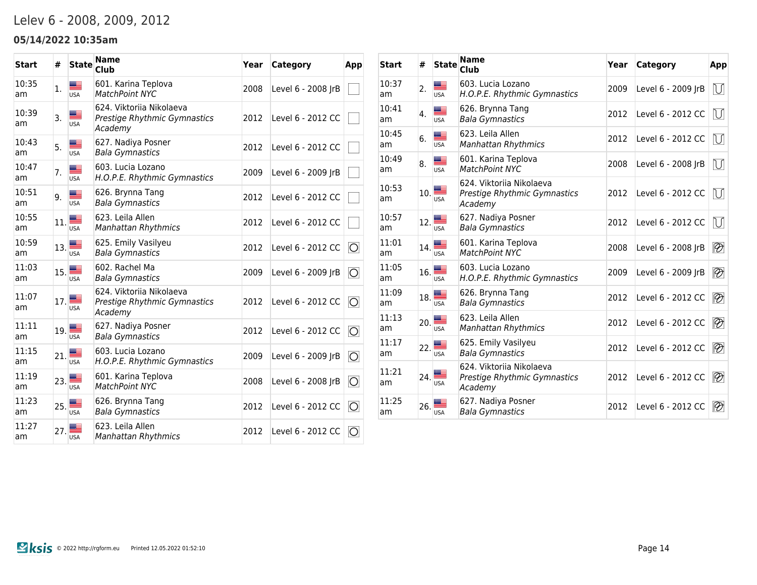# Lelev 6 - 2008, 2009, 2012

**05/14/2022 10:35am**

| Start | # | State | Name<br>Club | Year | Category | App |
|---|---|---|---|---|---|---|
| 10:35 am | 1. | USA | 601. Karina Teplova<br>*MatchPoint NYC* | 2008 | Level 6 - 2008 JrB | |
| 10:39 am | 3. | USA | 624. Viktoriia Nikolaeva<br>*Prestige Rhythmic Gymnastics Academy* | 2012 | Level 6 - 2012 CC | |
| 10:43 am | 5. | USA | 627. Nadiya Posner<br>*Bala Gymnastics* | 2012 | Level 6 - 2012 CC | |
| 10:47 am | 7. | USA | 603. Lucia Lozano<br>*H.O.P.E. Rhythmic Gymnastics* | 2009 | Level 6 - 2009 JrB | |
| 10:51 am | 9. | USA | 626. Brynna Tang<br>*Bala Gymnastics* | 2012 | Level 6 - 2012 CC | |
| 10:55 am | 11. | USA | 623. Leila Allen<br>*Manhattan Rhythmics* | 2012 | Level 6 - 2012 CC | |
| 10:59 am | 13. | USA | 625. Emily Vasilyeu<br>*Bala Gymnastics* | 2012 | Level 6 - 2012 CC | |
| 11:03 am | 15. | USA | 602. Rachel Ma<br>*Bala Gymnastics* | 2009 | Level 6 - 2009 JrB | |
| 11:07 am | 17. | USA | 624. Viktoriia Nikolaeva<br>*Prestige Rhythmic Gymnastics Academy* | 2012 | Level 6 - 2012 CC | |
| 11:11 am | 19. | USA | 627. Nadiya Posner<br>*Bala Gymnastics* | 2012 | Level 6 - 2012 CC | |
| 11:15 am | 21. | USA | 603. Lucia Lozano<br>*H.O.P.E. Rhythmic Gymnastics* | 2009 | Level 6 - 2009 JrB | |
| 11:19 am | 23. | USA | 601. Karina Teplova<br>*MatchPoint NYC* | 2008 | Level 6 - 2008 JrB | |
| 11:23 am | 25. | USA | 626. Brynna Tang<br>*Bala Gymnastics* | 2012 | Level 6 - 2012 CC | |
| 11:27 am | 27. | USA | 623. Leila Allen<br>*Manhattan Rhythmics* | 2012 | Level 6 - 2012 CC | |

| Start | # | State | Name<br>Club | Year | Category | App |
|---|---|---|---|---|---|---|
| 10:37 am | 2. | USA | 603. Lucia Lozano<br>*H.O.P.E. Rhythmic Gymnastics* | 2009 | Level 6 - 2009 JrB | |
| 10:41 am | 4. | USA | 626. Brynna Tang<br>*Bala Gymnastics* | 2012 | Level 6 - 2012 CC | |
| 10:45 am | 6. | USA | 623. Leila Allen<br>*Manhattan Rhythmics* | 2012 | Level 6 - 2012 CC | |
| 10:49 am | 8. | USA | 601. Karina Teplova<br>*MatchPoint NYC* | 2008 | Level 6 - 2008 JrB | |
| 10:53 am | 10. | USA | 624. Viktoriia Nikolaeva<br>*Prestige Rhythmic Gymnastics Academy* | 2012 | Level 6 - 2012 CC | |
| 10:57 am | 12. | USA | 627. Nadiya Posner<br>*Bala Gymnastics* | 2012 | Level 6 - 2012 CC | |
| 11:01 am | 14. | USA | 601. Karina Teplova<br>*MatchPoint NYC* | 2008 | Level 6 - 2008 JrB | |
| 11:05 am | 16. | USA | 603. Lucia Lozano<br>*H.O.P.E. Rhythmic Gymnastics* | 2009 | Level 6 - 2009 JrB | |
| 11:09 am | 18. | USA | 626. Brynna Tang<br>*Bala Gymnastics* | 2012 | Level 6 - 2012 CC | |
| 11:13 am | 20. | USA | 623. Leila Allen<br>*Manhattan Rhythmics* | 2012 | Level 6 - 2012 CC | |
| 11:17 am | 22. | USA | 625. Emily Vasilyeu<br>*Bala Gymnastics* | 2012 | Level 6 - 2012 CC | |
| 11:21 am | 24. | USA | 624. Viktoriia Nikolaeva<br>*Prestige Rhythmic Gymnastics Academy* | 2012 | Level 6 - 2012 CC | |
| 11:25 am | 26. | USA | 627. Nadiya Posner<br>*Bala Gymnastics* | 2012 | Level 6 - 2012 CC | |

Ksis © 2022 http://rgform.eu Printed 12.05.2022 01:52:10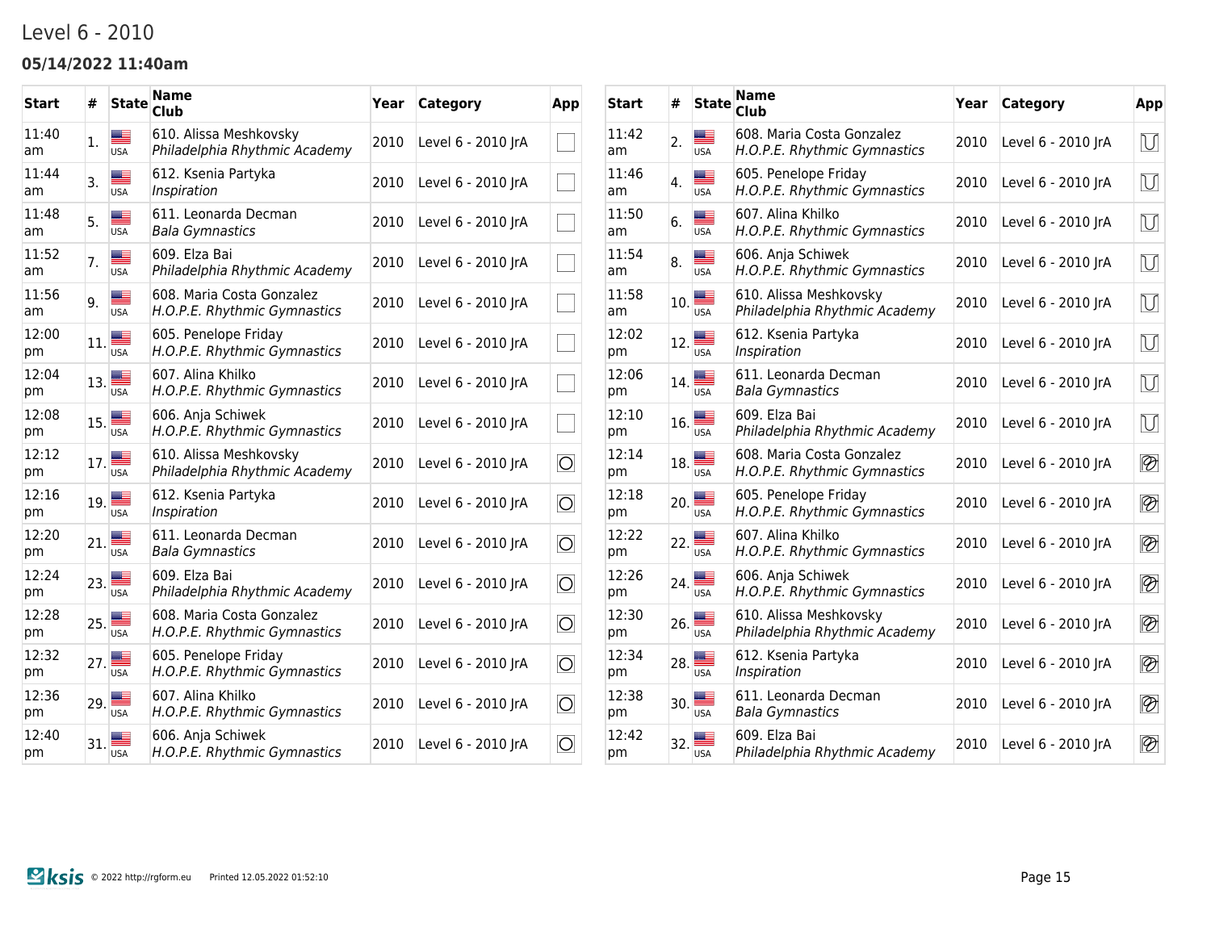# Level 6 - 2010

**05/14/2022 11:40am**

| Start | # | State | Name<br>Club | Year | Category | App |
|---|---|---|---|---|---|---|
| 11:40 am | 1. | USA | 610. Alissa Meshkovsky<br>*Philadelphia Rhythmic Academy* | 2010 | Level 6 - 2010 JrA | |
| 11:44 am | 3. | USA | 612. Ksenia Partyka<br>*Inspiration* | 2010 | Level 6 - 2010 JrA | |
| 11:48 am | 5. | USA | 611. Leonarda Decman<br>*Bala Gymnastics* | 2010 | Level 6 - 2010 JrA | |
| 11:52 am | 7. | USA | 609. Elza Bai<br>*Philadelphia Rhythmic Academy* | 2010 | Level 6 - 2010 JrA | |
| 11:56 am | 9. | USA | 608. Maria Costa Gonzalez<br>*H.O.P.E. Rhythmic Gymnastics* | 2010 | Level 6 - 2010 JrA | |
| 12:00 pm | 11. | USA | 605. Penelope Friday<br>*H.O.P.E. Rhythmic Gymnastics* | 2010 | Level 6 - 2010 JrA | |
| 12:04 pm | 13. | USA | 607. Alina Khilko<br>*H.O.P.E. Rhythmic Gymnastics* | 2010 | Level 6 - 2010 JrA | |
| 12:08 pm | 15. | USA | 606. Anja Schiwek<br>*H.O.P.E. Rhythmic Gymnastics* | 2010 | Level 6 - 2010 JrA | |
| 12:12 pm | 17. | USA | 610. Alissa Meshkovsky<br>*Philadelphia Rhythmic Academy* | 2010 | Level 6 - 2010 JrA | |
| 12:16 pm | 19. | USA | 612. Ksenia Partyka<br>*Inspiration* | 2010 | Level 6 - 2010 JrA | |
| 12:20 pm | 21. | USA | 611. Leonarda Decman<br>*Bala Gymnastics* | 2010 | Level 6 - 2010 JrA | |
| 12:24 pm | 23. | USA | 609. Elza Bai<br>*Philadelphia Rhythmic Academy* | 2010 | Level 6 - 2010 JrA | |
| 12:28 pm | 25. | USA | 608. Maria Costa Gonzalez<br>*H.O.P.E. Rhythmic Gymnastics* | 2010 | Level 6 - 2010 JrA | |
| 12:32 pm | 27. | USA | 605. Penelope Friday<br>*H.O.P.E. Rhythmic Gymnastics* | 2010 | Level 6 - 2010 JrA | |
| 12:36 pm | 29. | USA | 607. Alina Khilko<br>*H.O.P.E. Rhythmic Gymnastics* | 2010 | Level 6 - 2010 JrA | |
| 12:40 pm | 31. | USA | 606. Anja Schiwek<br>*H.O.P.E. Rhythmic Gymnastics* | 2010 | Level 6 - 2010 JrA | |

| Start | # | State | Name<br>Club | Year | Category | App |
|---|---|---|---|---|---|---|
| 11:42 am | 2. | USA | 608. Maria Costa Gonzalez<br>*H.O.P.E. Rhythmic Gymnastics* | 2010 | Level 6 - 2010 JrA | |
| 11:46 am | 4. | USA | 605. Penelope Friday<br>*H.O.P.E. Rhythmic Gymnastics* | 2010 | Level 6 - 2010 JrA | |
| 11:50 am | 6. | USA | 607. Alina Khilko<br>*H.O.P.E. Rhythmic Gymnastics* | 2010 | Level 6 - 2010 JrA | |
| 11:54 am | 8. | USA | 606. Anja Schiwek<br>*H.O.P.E. Rhythmic Gymnastics* | 2010 | Level 6 - 2010 JrA | |
| 11:58 am | 10. | USA | 610. Alissa Meshkovsky<br>*Philadelphia Rhythmic Academy* | 2010 | Level 6 - 2010 JrA | |
| 12:02 pm | 12. | USA | 612. Ksenia Partyka<br>*Inspiration* | 2010 | Level 6 - 2010 JrA | |
| 12:06 pm | 14. | USA | 611. Leonarda Decman<br>*Bala Gymnastics* | 2010 | Level 6 - 2010 JrA | |
| 12:10 pm | 16. | USA | 609. Elza Bai<br>*Philadelphia Rhythmic Academy* | 2010 | Level 6 - 2010 JrA | |
| 12:14 pm | 18. | USA | 608. Maria Costa Gonzalez<br>*H.O.P.E. Rhythmic Gymnastics* | 2010 | Level 6 - 2010 JrA | |
| 12:18 pm | 20. | USA | 605. Penelope Friday<br>*H.O.P.E. Rhythmic Gymnastics* | 2010 | Level 6 - 2010 JrA | |
| 12:22 pm | 22. | USA | 607. Alina Khilko<br>*H.O.P.E. Rhythmic Gymnastics* | 2010 | Level 6 - 2010 JrA | |
| 12:26 pm | 24. | USA | 606. Anja Schiwek<br>*H.O.P.E. Rhythmic Gymnastics* | 2010 | Level 6 - 2010 JrA | |
| 12:30 pm | 26. | USA | 610. Alissa Meshkovsky<br>*Philadelphia Rhythmic Academy* | 2010 | Level 6 - 2010 JrA | |
| 12:34 pm | 28. | USA | 612. Ksenia Partyka<br>*Inspiration* | 2010 | Level 6 - 2010 JrA | |
| 12:38 pm | 30. | USA | 611. Leonarda Decman<br>*Bala Gymnastics* | 2010 | Level 6 - 2010 JrA | |
| 12:42 pm | 32. | USA | 609. Elza Bai<br>*Philadelphia Rhythmic Academy* | 2010 | Level 6 - 2010 JrA | |

© 2022 http://rgform.eu Printed 12.05.2022 01:52:10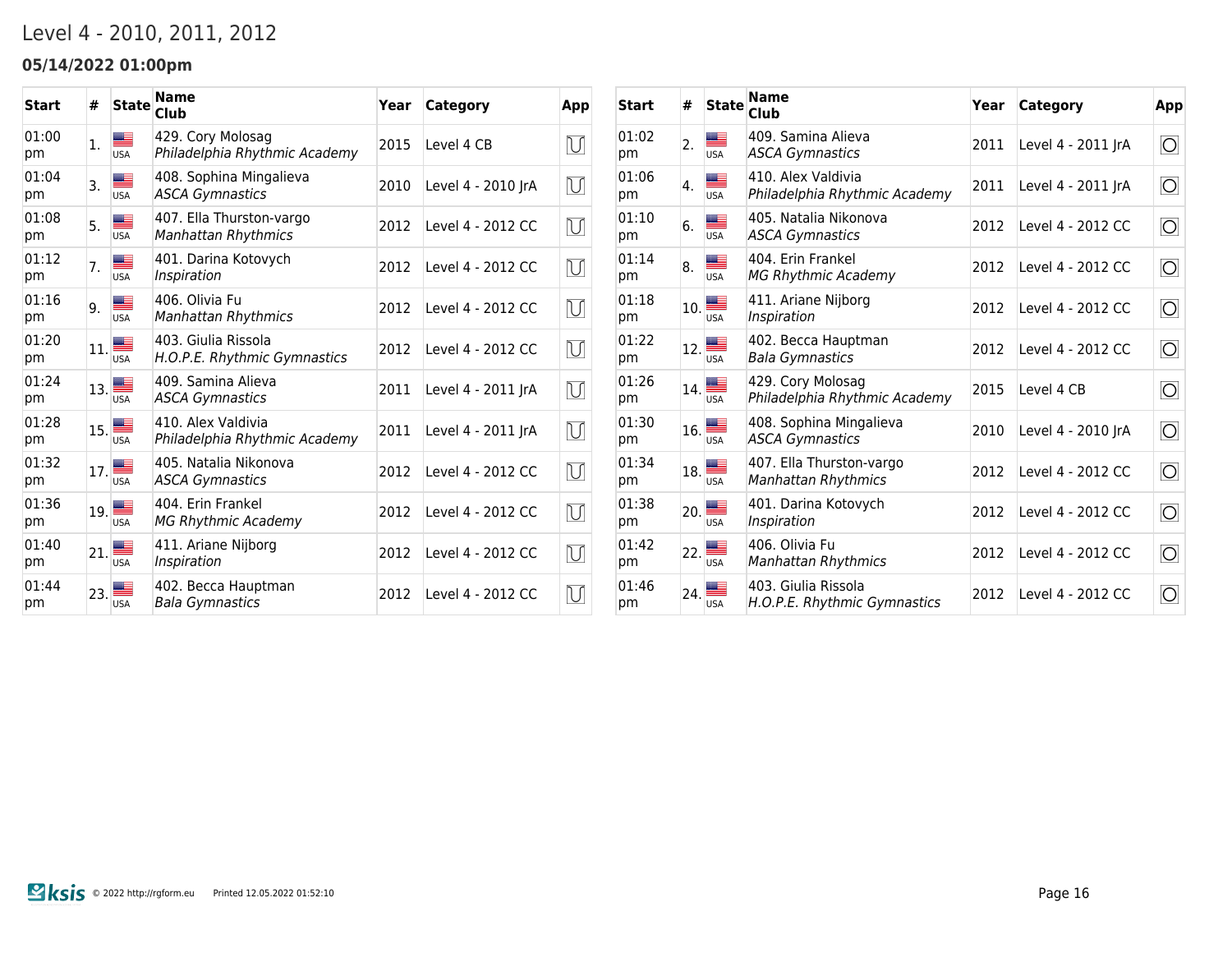# Level 4 - 2010, 2011, 2012

### 05/14/2022 01:00pm

| Start | # | State | Name Club | Year | Category | App |
|---|---|---|---|---|---|---|
| 01:00 pm | 1. | USA | 429. Cory Molosag *Philadelphia Rhythmic Academy* | 2015 | Level 4 CB | |
| 01:04 pm | 3. | USA | 408. Sophina Mingalieva *ASCA Gymnastics* | 2010 | Level 4 - 2010 JrA | |
| 01:08 pm | 5. | USA | 407. Ella Thurston-vargo *Manhattan Rhythmics* | 2012 | Level 4 - 2012 CC | |
| 01:12 pm | 7. | USA | 401. Darina Kotovych *Inspiration* | 2012 | Level 4 - 2012 CC | |
| 01:16 pm | 9. | USA | 406. Olivia Fu *Manhattan Rhythmics* | 2012 | Level 4 - 2012 CC | |
| 01:20 pm | 11. | USA | 403. Giulia Rissola *H.O.P.E. Rhythmic Gymnastics* | 2012 | Level 4 - 2012 CC | |
| 01:24 pm | 13. | USA | 409. Samina Alieva *ASCA Gymnastics* | 2011 | Level 4 - 2011 JrA | |
| 01:28 pm | 15. | USA | 410. Alex Valdivia *Philadelphia Rhythmic Academy* | 2011 | Level 4 - 2011 JrA | |
| 01:32 pm | 17. | USA | 405. Natalia Nikonova *ASCA Gymnastics* | 2012 | Level 4 - 2012 CC | |
| 01:36 pm | 19. | USA | 404. Erin Frankel *MG Rhythmic Academy* | 2012 | Level 4 - 2012 CC | |
| 01:40 pm | 21. | USA | 411. Ariane Nijborg *Inspiration* | 2012 | Level 4 - 2012 CC | |
| 01:44 pm | 23. | USA | 402. Becca Hauptman *Bala Gymnastics* | 2012 | Level 4 - 2012 CC | |

| Start | # | State | Name Club | Year | Category | App |
|---|---|---|---|---|---|---|
| 01:02 pm | 2. | USA | 409. Samina Alieva *ASCA Gymnastics* | 2011 | Level 4 - 2011 JrA | |
| 01:06 pm | 4. | USA | 410. Alex Valdivia *Philadelphia Rhythmic Academy* | 2011 | Level 4 - 2011 JrA | |
| 01:10 pm | 6. | USA | 405. Natalia Nikonova *ASCA Gymnastics* | 2012 | Level 4 - 2012 CC | |
| 01:14 pm | 8. | USA | 404. Erin Frankel *MG Rhythmic Academy* | 2012 | Level 4 - 2012 CC | |
| 01:18 pm | 10. | USA | 411. Ariane Nijborg *Inspiration* | 2012 | Level 4 - 2012 CC | |
| 01:22 pm | 12. | USA | 402. Becca Hauptman *Bala Gymnastics* | 2012 | Level 4 - 2012 CC | |
| 01:26 pm | 14. | USA | 429. Cory Molosag *Philadelphia Rhythmic Academy* | 2015 | Level 4 CB | |
| 01:30 pm | 16. | USA | 408. Sophina Mingalieva *ASCA Gymnastics* | 2010 | Level 4 - 2010 JrA | |
| 01:34 pm | 18. | USA | 407. Ella Thurston-vargo *Manhattan Rhythmics* | 2012 | Level 4 - 2012 CC | |
| 01:38 pm | 20. | USA | 401. Darina Kotovych *Inspiration* | 2012 | Level 4 - 2012 CC | |
| 01:42 pm | 22. | USA | 406. Olivia Fu *Manhattan Rhythmics* | 2012 | Level 4 - 2012 CC | |
| 01:46 pm | 24. | USA | 403. Giulia Rissola *H.O.P.E. Rhythmic Gymnastics* | 2012 | Level 4 - 2012 CC | |

ksis © 2022 http://rgform.eu Printed 12.05.2022 01:52:10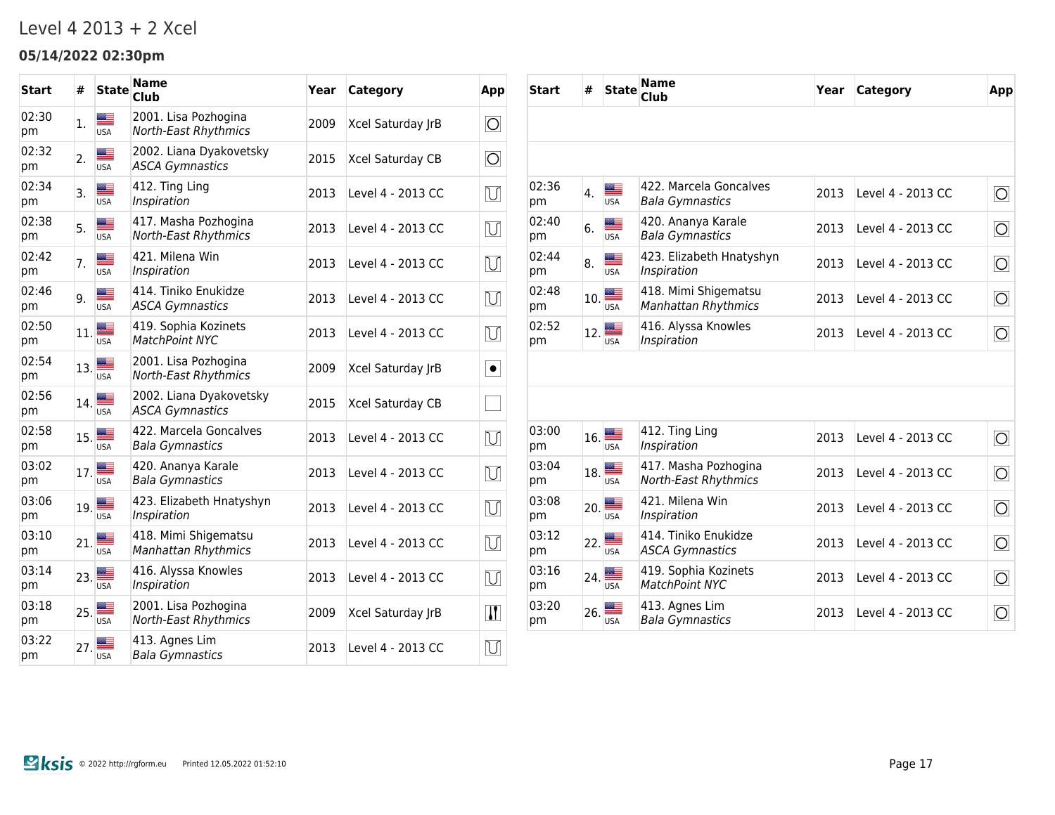# Level 4 2013 + 2 Xcel

### 05/14/2022 02:30pm

| Start | # | State | Name Club | Year | Category | App |
|---|---|---|---|---|---|---|
| 02:30 pm | 1. | USA | 2001. Lisa Pozhogina *North-East Rhythmics* | 2009 | Xcel Saturday JrB | |
| 02:32 pm | 2. | USA | 2002. Liana Dyakovetsky *ASCA Gymnastics* | 2015 | Xcel Saturday CB | |
| 02:34 pm | 3. | USA | 412. Ting Ling *Inspiration* | 2013 | Level 4 - 2013 CC | |
| 02:36 pm | 4. | USA | 422. Marcela Goncalves *Bala Gymnastics* | 2013 | Level 4 - 2013 CC | |
| 02:38 pm | 5. | USA | 417. Masha Pozhogina *North-East Rhythmics* | 2013 | Level 4 - 2013 CC | |
| 02:40 pm | 6. | USA | 420. Ananya Karale *Bala Gymnastics* | 2013 | Level 4 - 2013 CC | |
| 02:42 pm | 7. | USA | 421. Milena Win *Inspiration* | 2013 | Level 4 - 2013 CC | |
| 02:44 pm | 8. | USA | 423. Elizabeth Hnatyshyn *Inspiration* | 2013 | Level 4 - 2013 CC | |
| 02:46 pm | 9. | USA | 414. Tiniko Enukidze *ASCA Gymnastics* | 2013 | Level 4 - 2013 CC | |
| 02:48 pm | 10. | USA | 418. Mimi Shigematsu *Manhattan Rhythmics* | 2013 | Level 4 - 2013 CC | |
| 02:50 pm | 11. | USA | 419. Sophia Kozinets *MatchPoint NYC* | 2013 | Level 4 - 2013 CC | |
| 02:52 pm | 12. | USA | 416. Alyssa Knowles *Inspiration* | 2013 | Level 4 - 2013 CC | |
| 02:54 pm | 13. | USA | 2001. Lisa Pozhogina *North-East Rhythmics* | 2009 | Xcel Saturday JrB | |
| 02:56 pm | 14. | USA | 2002. Liana Dyakovetsky *ASCA Gymnastics* | 2015 | Xcel Saturday CB | |
| 02:58 pm | 15. | USA | 422. Marcela Goncalves *Bala Gymnastics* | 2013 | Level 4 - 2013 CC | |
| 03:00 pm | 16. | USA | 412. Ting Ling *Inspiration* | 2013 | Level 4 - 2013 CC | |
| 03:02 pm | 17. | USA | 420. Ananya Karale *Bala Gymnastics* | 2013 | Level 4 - 2013 CC | |
| 03:04 pm | 18. | USA | 417. Masha Pozhogina *North-East Rhythmics* | 2013 | Level 4 - 2013 CC | |
| 03:06 pm | 19. | USA | 423. Elizabeth Hnatyshyn *Inspiration* | 2013 | Level 4 - 2013 CC | |
| 03:08 pm | 20. | USA | 421. Milena Win *Inspiration* | 2013 | Level 4 - 2013 CC | |
| 03:10 pm | 21. | USA | 418. Mimi Shigematsu *Manhattan Rhythmics* | 2013 | Level 4 - 2013 CC | |
| 03:12 pm | 22. | USA | 414. Tiniko Enukidze *ASCA Gymnastics* | 2013 | Level 4 - 2013 CC | |
| 03:14 pm | 23. | USA | 416. Alyssa Knowles *Inspiration* | 2013 | Level 4 - 2013 CC | |
| 03:16 pm | 24. | USA | 419. Sophia Kozinets *MatchPoint NYC* | 2013 | Level 4 - 2013 CC | |
| 03:18 pm | 25. | USA | 2001. Lisa Pozhogina *North-East Rhythmics* | 2009 | Xcel Saturday JrB | |
| 03:20 pm | 26. | USA | 413. Agnes Lim *Bala Gymnastics* | 2013 | Level 4 - 2013 CC | |
| 03:22 pm | 27. | USA | 413. Agnes Lim *Bala Gymnastics* | 2013 | Level 4 - 2013 CC | |

© 2022 http://rgform.eu Printed 12.05.2022 01:52:10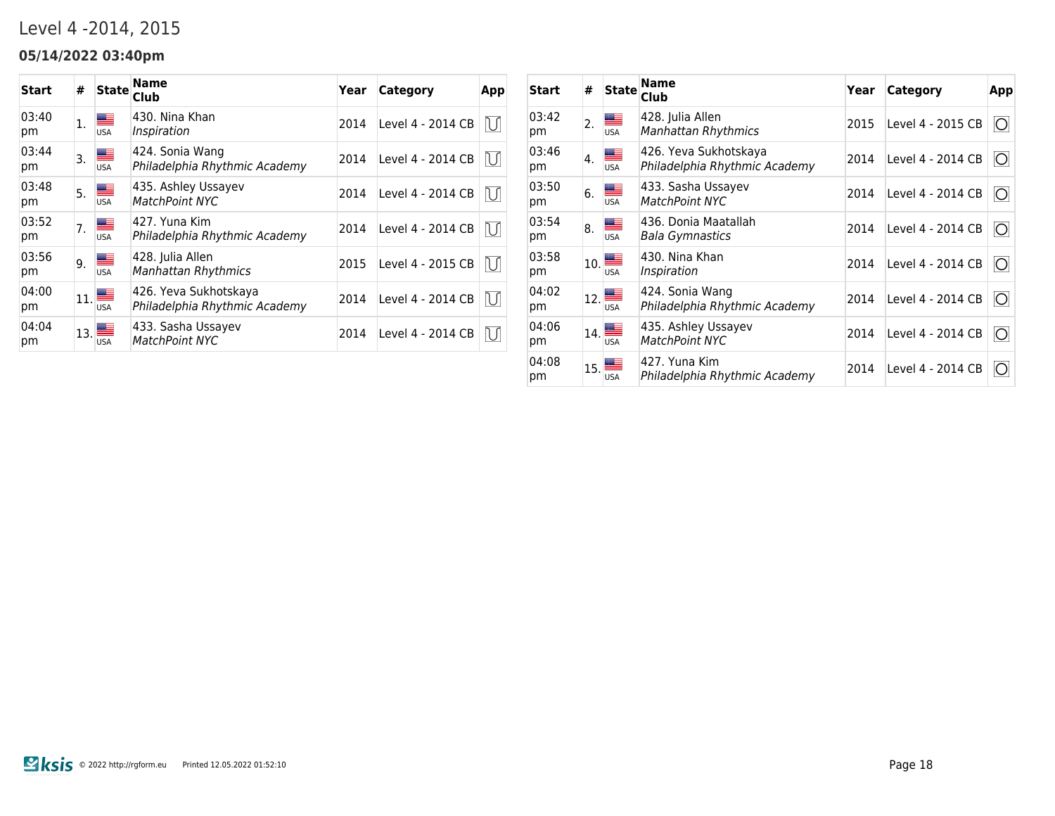# Level 4 -2014, 2015

**05/14/2022 03:40pm**

| Start | # | State | Name / Club | Year | Category | App |
|---|---|---|---|---|---|---|
| 03:40 pm | 1. | USA | 430. Nina Khan *Inspiration* | 2014 | Level 4 - 2014 CB | |
| 03:44 pm | 3. | USA | 424. Sonia Wang *Philadelphia Rhythmic Academy* | 2014 | Level 4 - 2014 CB | |
| 03:48 pm | 5. | USA | 435. Ashley Ussayev *MatchPoint NYC* | 2014 | Level 4 - 2014 CB | |
| 03:52 pm | 7. | USA | 427. Yuna Kim *Philadelphia Rhythmic Academy* | 2014 | Level 4 - 2014 CB | |
| 03:56 pm | 9. | USA | 428. Julia Allen *Manhattan Rhythmics* | 2015 | Level 4 - 2015 CB | |
| 04:00 pm | 11. | USA | 426. Yeva Sukhotskaya *Philadelphia Rhythmic Academy* | 2014 | Level 4 - 2014 CB | |
| 04:04 pm | 13. | USA | 433. Sasha Ussayev *MatchPoint NYC* | 2014 | Level 4 - 2014 CB | |

| Start | # | State | Name / Club | Year | Category | App |
|---|---|---|---|---|---|---|
| 03:42 pm | 2. | USA | 428. Julia Allen *Manhattan Rhythmics* | 2015 | Level 4 - 2015 CB | |
| 03:46 pm | 4. | USA | 426. Yeva Sukhotskaya *Philadelphia Rhythmic Academy* | 2014 | Level 4 - 2014 CB | |
| 03:50 pm | 6. | USA | 433. Sasha Ussayev *MatchPoint NYC* | 2014 | Level 4 - 2014 CB | |
| 03:54 pm | 8. | USA | 436. Donia Maatallah *Bala Gymnastics* | 2014 | Level 4 - 2014 CB | |
| 03:58 pm | 10. | USA | 430. Nina Khan *Inspiration* | 2014 | Level 4 - 2014 CB | |
| 04:02 pm | 12. | USA | 424. Sonia Wang *Philadelphia Rhythmic Academy* | 2014 | Level 4 - 2014 CB | |
| 04:06 pm | 14. | USA | 435. Ashley Ussayev *MatchPoint NYC* | 2014 | Level 4 - 2014 CB | |
| 04:08 pm | 15. | USA | 427. Yuna Kim *Philadelphia Rhythmic Academy* | 2014 | Level 4 - 2014 CB | |

© 2022 http://rgform.eu Printed 12.05.2022 01:52:10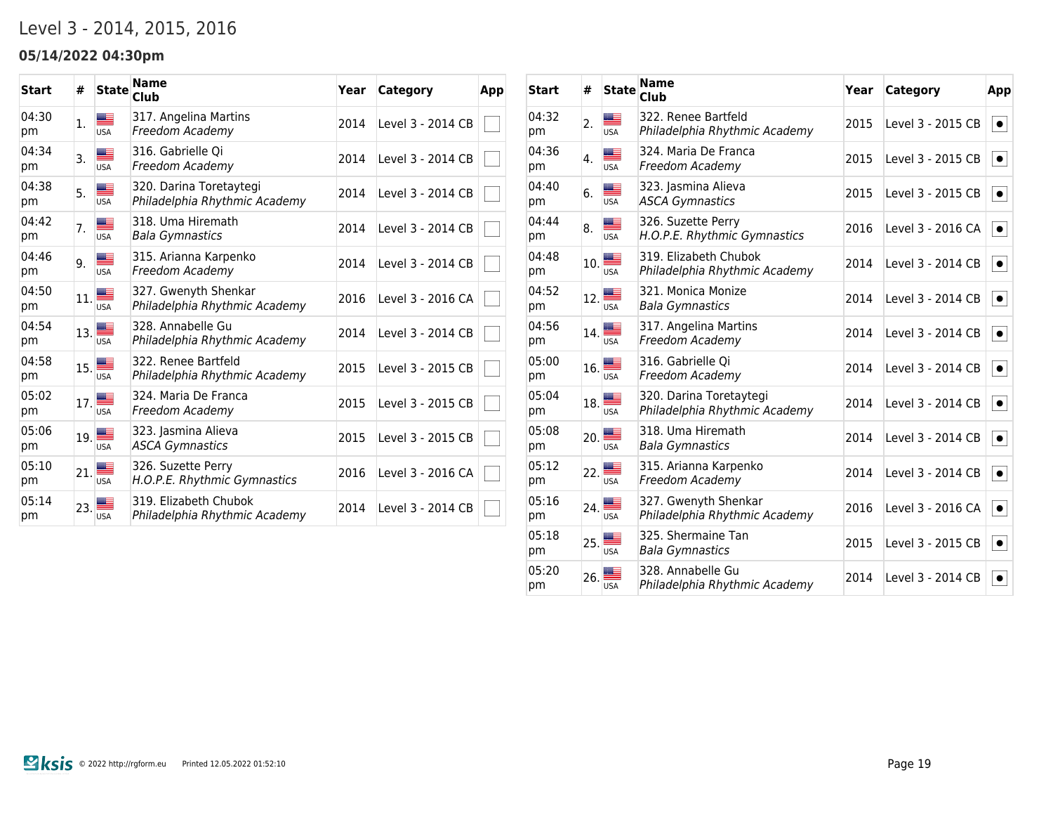# Level 3 - 2014, 2015, 2016

### 05/14/2022 04:30pm

| Start | # | State | Name<br>Club | Year | Category | App |
|---|---|---|---|---|---|---|
| 04:30 pm | 1. | USA | 317. Angelina Martins<br>*Freedom Academy* | 2014 | Level 3 - 2014 CB | ☐ |
| 04:34 pm | 3. | USA | 316. Gabrielle Qi<br>*Freedom Academy* | 2014 | Level 3 - 2014 CB | ☐ |
| 04:38 pm | 5. | USA | 320. Darina Toretaytegi<br>*Philadelphia Rhythmic Academy* | 2014 | Level 3 - 2014 CB | ☐ |
| 04:42 pm | 7. | USA | 318. Uma Hiremath<br>*Bala Gymnastics* | 2014 | Level 3 - 2014 CB | ☐ |
| 04:46 pm | 9. | USA | 315. Arianna Karpenko<br>*Freedom Academy* | 2014 | Level 3 - 2014 CB | ☐ |
| 04:50 pm | 11. | USA | 327. Gwenyth Shenkar<br>*Philadelphia Rhythmic Academy* | 2016 | Level 3 - 2016 CA | ☐ |
| 04:54 pm | 13. | USA | 328. Annabelle Gu<br>*Philadelphia Rhythmic Academy* | 2014 | Level 3 - 2014 CB | ☐ |
| 04:58 pm | 15. | USA | 322. Renee Bartfeld<br>*Philadelphia Rhythmic Academy* | 2015 | Level 3 - 2015 CB | ☐ |
| 05:02 pm | 17. | USA | 324. Maria De Franca<br>*Freedom Academy* | 2015 | Level 3 - 2015 CB | ☐ |
| 05:06 pm | 19. | USA | 323. Jasmina Alieva<br>*ASCA Gymnastics* | 2015 | Level 3 - 2015 CB | ☐ |
| 05:10 pm | 21. | USA | 326. Suzette Perry<br>*H.O.P.E. Rhythmic Gymnastics* | 2016 | Level 3 - 2016 CA | ☐ |
| 05:14 pm | 23. | USA | 319. Elizabeth Chubok<br>*Philadelphia Rhythmic Academy* | 2014 | Level 3 - 2014 CB | ☐ |

| Start | # | State | Name<br>Club | Year | Category | App |
|---|---|---|---|---|---|---|
| 04:32 pm | 2. | USA | 322. Renee Bartfeld<br>*Philadelphia Rhythmic Academy* | 2015 | Level 3 - 2015 CB | ● |
| 04:36 pm | 4. | USA | 324. Maria De Franca<br>*Freedom Academy* | 2015 | Level 3 - 2015 CB | ● |
| 04:40 pm | 6. | USA | 323. Jasmina Alieva<br>*ASCA Gymnastics* | 2015 | Level 3 - 2015 CB | ● |
| 04:44 pm | 8. | USA | 326. Suzette Perry<br>*H.O.P.E. Rhythmic Gymnastics* | 2016 | Level 3 - 2016 CA | ● |
| 04:48 pm | 10. | USA | 319. Elizabeth Chubok<br>*Philadelphia Rhythmic Academy* | 2014 | Level 3 - 2014 CB | ● |
| 04:52 pm | 12. | USA | 321. Monica Monize<br>*Bala Gymnastics* | 2014 | Level 3 - 2014 CB | ● |
| 04:56 pm | 14. | USA | 317. Angelina Martins<br>*Freedom Academy* | 2014 | Level 3 - 2014 CB | ● |
| 05:00 pm | 16. | USA | 316. Gabrielle Qi<br>*Freedom Academy* | 2014 | Level 3 - 2014 CB | ● |
| 05:04 pm | 18. | USA | 320. Darina Toretaytegi<br>*Philadelphia Rhythmic Academy* | 2014 | Level 3 - 2014 CB | ● |
| 05:08 pm | 20. | USA | 318. Uma Hiremath<br>*Bala Gymnastics* | 2014 | Level 3 - 2014 CB | ● |
| 05:12 pm | 22. | USA | 315. Arianna Karpenko<br>*Freedom Academy* | 2014 | Level 3 - 2014 CB | ● |
| 05:16 pm | 24. | USA | 327. Gwenyth Shenkar<br>*Philadelphia Rhythmic Academy* | 2016 | Level 3 - 2016 CA | ● |
| 05:18 pm | 25. | USA | 325. Shermaine Tan<br>*Bala Gymnastics* | 2015 | Level 3 - 2015 CB | ● |
| 05:20 pm | 26. | USA | 328. Annabelle Gu<br>*Philadelphia Rhythmic Academy* | 2014 | Level 3 - 2014 CB | ● |

© 2022 http://rgform.eu Printed 12.05.2022 01:52:10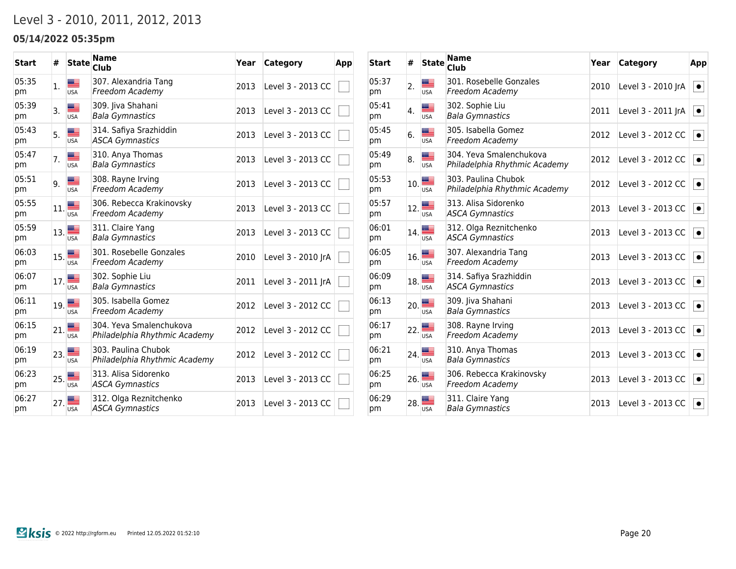# Level 3 - 2010, 2011, 2012, 2013

### 05/14/2022 05:35pm

| Start | # | State | Name<br>Club | Year | Category | App |
|---|---|---|---|---|---|---|
| 05:35 pm | 1. | USA | 307. Alexandria Tang<br>*Freedom Academy* | 2013 | Level 3 - 2013 CC | ☐ |
| 05:39 pm | 3. | USA | 309. Jiva Shahani<br>*Bala Gymnastics* | 2013 | Level 3 - 2013 CC | ☐ |
| 05:43 pm | 5. | USA | 314. Safiya Srazhiddin<br>*ASCA Gymnastics* | 2013 | Level 3 - 2013 CC | ☐ |
| 05:47 pm | 7. | USA | 310. Anya Thomas<br>*Bala Gymnastics* | 2013 | Level 3 - 2013 CC | ☐ |
| 05:51 pm | 9. | USA | 308. Rayne Irving<br>*Freedom Academy* | 2013 | Level 3 - 2013 CC | ☐ |
| 05:55 pm | 11. | USA | 306. Rebecca Krakinovsky<br>*Freedom Academy* | 2013 | Level 3 - 2013 CC | ☐ |
| 05:59 pm | 13. | USA | 311. Claire Yang<br>*Bala Gymnastics* | 2013 | Level 3 - 2013 CC | ☐ |
| 06:03 pm | 15. | USA | 301. Rosebelle Gonzales<br>*Freedom Academy* | 2010 | Level 3 - 2010 JrA | ☐ |
| 06:07 pm | 17. | USA | 302. Sophie Liu<br>*Bala Gymnastics* | 2011 | Level 3 - 2011 JrA | ☐ |
| 06:11 pm | 19. | USA | 305. Isabella Gomez<br>*Freedom Academy* | 2012 | Level 3 - 2012 CC | ☐ |
| 06:15 pm | 21. | USA | 304. Yeva Smalenchukova<br>*Philadelphia Rhythmic Academy* | 2012 | Level 3 - 2012 CC | ☐ |
| 06:19 pm | 23. | USA | 303. Paulina Chubok<br>*Philadelphia Rhythmic Academy* | 2012 | Level 3 - 2012 CC | ☐ |
| 06:23 pm | 25. | USA | 313. Alisa Sidorenko<br>*ASCA Gymnastics* | 2013 | Level 3 - 2013 CC | ☐ |
| 06:27 pm | 27. | USA | 312. Olga Reznitchenko<br>*ASCA Gymnastics* | 2013 | Level 3 - 2013 CC | ☐ |

| Start | # | State | Name<br>Club | Year | Category | App |
|---|---|---|---|---|---|---|
| 05:37 pm | 2. | USA | 301. Rosebelle Gonzales<br>*Freedom Academy* | 2010 | Level 3 - 2010 JrA | ● |
| 05:41 pm | 4. | USA | 302. Sophie Liu<br>*Bala Gymnastics* | 2011 | Level 3 - 2011 JrA | ● |
| 05:45 pm | 6. | USA | 305. Isabella Gomez<br>*Freedom Academy* | 2012 | Level 3 - 2012 CC | ● |
| 05:49 pm | 8. | USA | 304. Yeva Smalenchukova<br>*Philadelphia Rhythmic Academy* | 2012 | Level 3 - 2012 CC | ● |
| 05:53 pm | 10. | USA | 303. Paulina Chubok<br>*Philadelphia Rhythmic Academy* | 2012 | Level 3 - 2012 CC | ● |
| 05:57 pm | 12. | USA | 313. Alisa Sidorenko<br>*ASCA Gymnastics* | 2013 | Level 3 - 2013 CC | ● |
| 06:01 pm | 14. | USA | 312. Olga Reznitchenko<br>*ASCA Gymnastics* | 2013 | Level 3 - 2013 CC | ● |
| 06:05 pm | 16. | USA | 307. Alexandria Tang<br>*Freedom Academy* | 2013 | Level 3 - 2013 CC | ● |
| 06:09 pm | 18. | USA | 314. Safiya Srazhiddin<br>*ASCA Gymnastics* | 2013 | Level 3 - 2013 CC | ● |
| 06:13 pm | 20. | USA | 309. Jiva Shahani<br>*Bala Gymnastics* | 2013 | Level 3 - 2013 CC | ● |
| 06:17 pm | 22. | USA | 308. Rayne Irving<br>*Freedom Academy* | 2013 | Level 3 - 2013 CC | ● |
| 06:21 pm | 24. | USA | 310. Anya Thomas<br>*Bala Gymnastics* | 2013 | Level 3 - 2013 CC | ● |
| 06:25 pm | 26. | USA | 306. Rebecca Krakinovsky<br>*Freedom Academy* | 2013 | Level 3 - 2013 CC | ● |
| 06:29 pm | 28. | USA | 311. Claire Yang<br>*Bala Gymnastics* | 2013 | Level 3 - 2013 CC | ● |

ksis © 2022 http://rgform.eu Printed 12.05.2022 01:52:10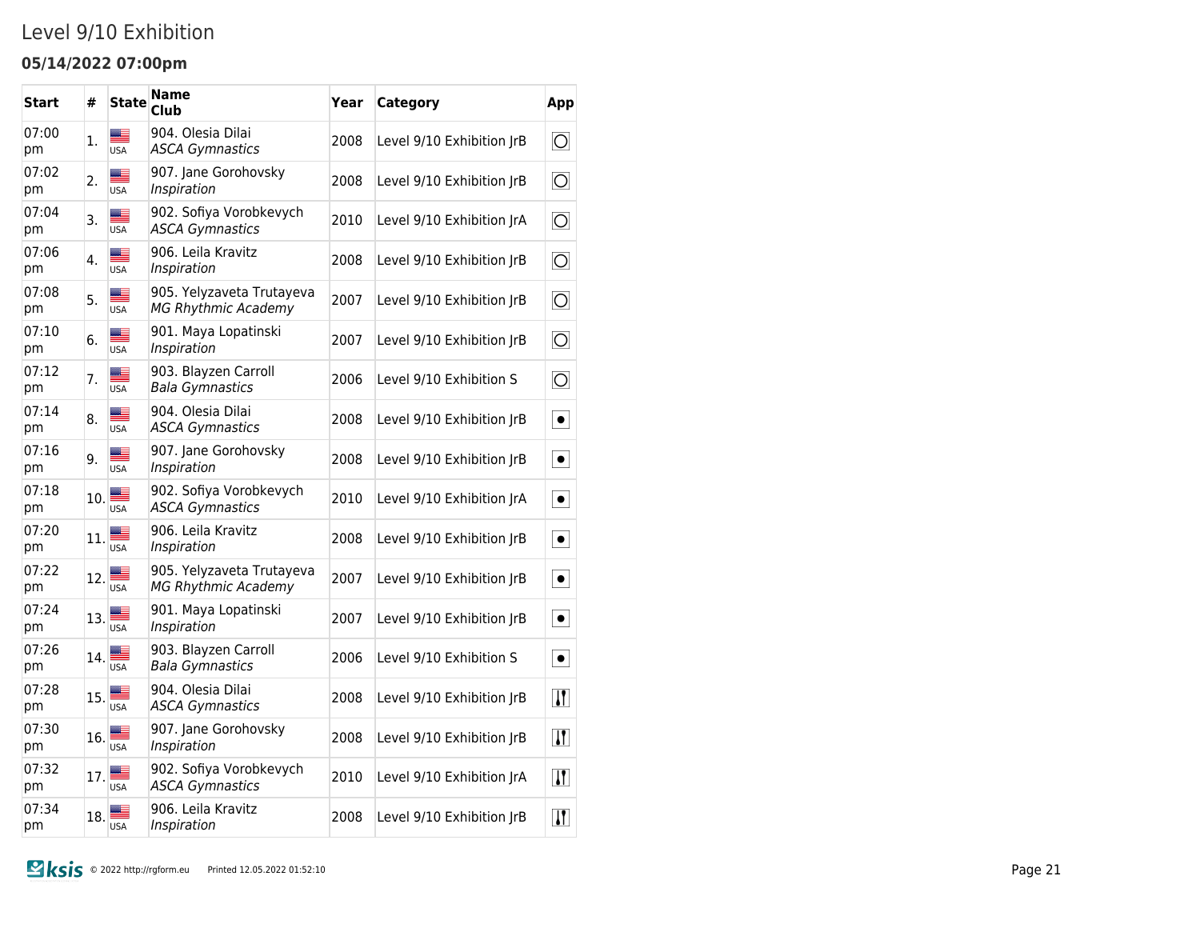# Level 9/10 Exhibition

**05/14/2022 07:00pm**

| Start | # | State | Name<br>Club | Year | Category | App |
|---|---|---|---|---|---|---|
| 07:00 pm | 1. | USA | 904. Olesia Dilai<br>*ASCA Gymnastics* | 2008 | Level 9/10 Exhibition JrB | Hoop |
| 07:02 pm | 2. | USA | 907. Jane Gorohovsky<br>*Inspiration* | 2008 | Level 9/10 Exhibition JrB | Hoop |
| 07:04 pm | 3. | USA | 902. Sofiya Vorobkevych<br>*ASCA Gymnastics* | 2010 | Level 9/10 Exhibition JrA | Hoop |
| 07:06 pm | 4. | USA | 906. Leila Kravitz<br>*Inspiration* | 2008 | Level 9/10 Exhibition JrB | Hoop |
| 07:08 pm | 5. | USA | 905. Yelyzaveta Trutayeva<br>*MG Rhythmic Academy* | 2007 | Level 9/10 Exhibition JrB | Hoop |
| 07:10 pm | 6. | USA | 901. Maya Lopatinski<br>*Inspiration* | 2007 | Level 9/10 Exhibition JrB | Hoop |
| 07:12 pm | 7. | USA | 903. Blayzen Carroll<br>*Bala Gymnastics* | 2006 | Level 9/10 Exhibition S | Hoop |
| 07:14 pm | 8. | USA | 904. Olesia Dilai<br>*ASCA Gymnastics* | 2008 | Level 9/10 Exhibition JrB | Ball |
| 07:16 pm | 9. | USA | 907. Jane Gorohovsky<br>*Inspiration* | 2008 | Level 9/10 Exhibition JrB | Ball |
| 07:18 pm | 10. | USA | 902. Sofiya Vorobkevych<br>*ASCA Gymnastics* | 2010 | Level 9/10 Exhibition JrA | Ball |
| 07:20 pm | 11. | USA | 906. Leila Kravitz<br>*Inspiration* | 2008 | Level 9/10 Exhibition JrB | Ball |
| 07:22 pm | 12. | USA | 905. Yelyzaveta Trutayeva<br>*MG Rhythmic Academy* | 2007 | Level 9/10 Exhibition JrB | Ball |
| 07:24 pm | 13. | USA | 901. Maya Lopatinski<br>*Inspiration* | 2007 | Level 9/10 Exhibition JrB | Ball |
| 07:26 pm | 14. | USA | 903. Blayzen Carroll<br>*Bala Gymnastics* | 2006 | Level 9/10 Exhibition S | Ball |
| 07:28 pm | 15. | USA | 904. Olesia Dilai<br>*ASCA Gymnastics* | 2008 | Level 9/10 Exhibition JrB | Clubs |
| 07:30 pm | 16. | USA | 907. Jane Gorohovsky<br>*Inspiration* | 2008 | Level 9/10 Exhibition JrB | Clubs |
| 07:32 pm | 17. | USA | 902. Sofiya Vorobkevych<br>*ASCA Gymnastics* | 2010 | Level 9/10 Exhibition JrA | Clubs |
| 07:34 pm | 18. | USA | 906. Leila Kravitz<br>*Inspiration* | 2008 | Level 9/10 Exhibition JrB | Clubs |

© 2022 http://rgform.eu Printed 12.05.2022 01:52:10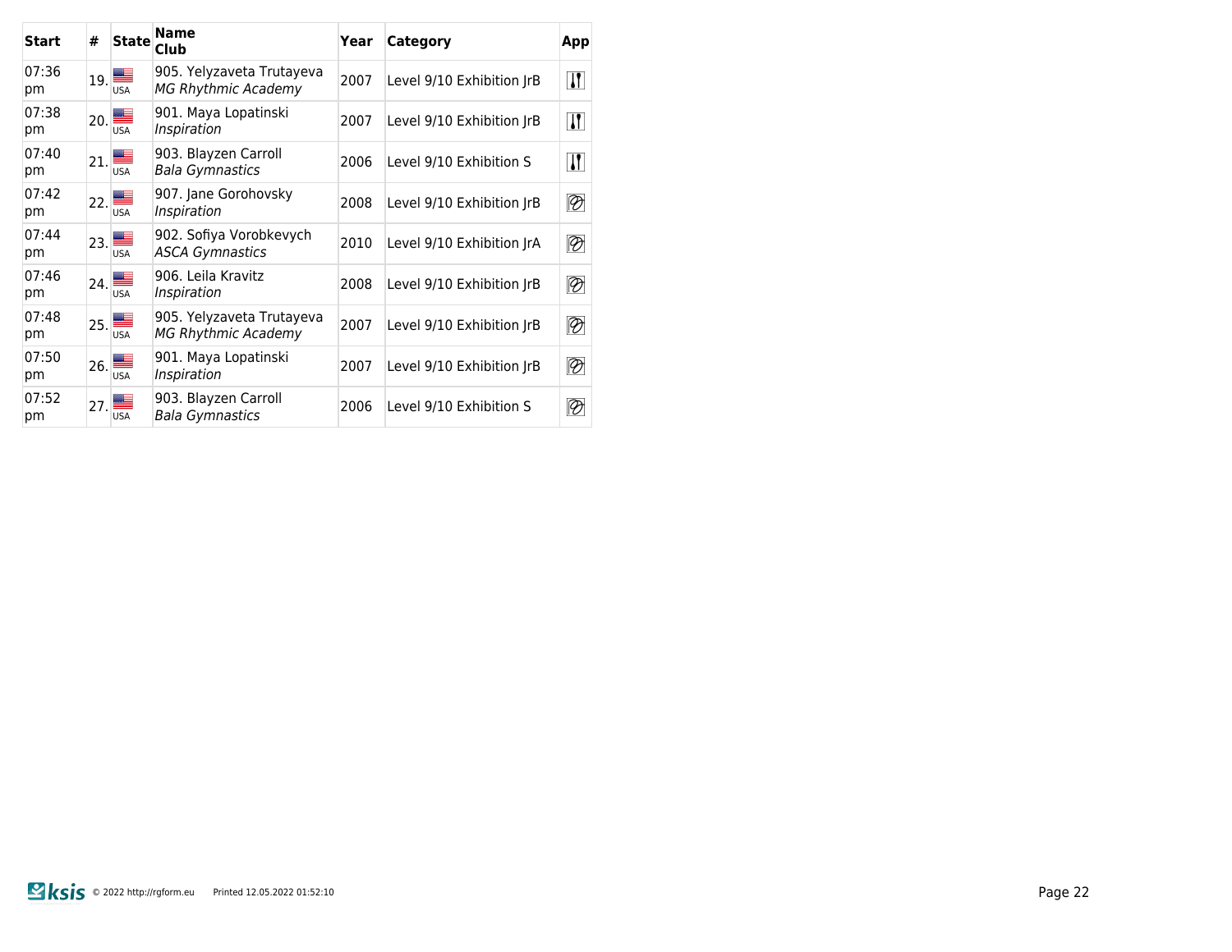| Start | # | State | Name<br>Club | Year | Category | App |
|---|---|---|---|---|---|---|
| 07:36 pm | 19. | USA | 905. Yelyzaveta Trutayeva<br>*MG Rhythmic Academy* | 2007 | Level 9/10 Exhibition JrB | |
| 07:38 pm | 20. | USA | 901. Maya Lopatinski<br>*Inspiration* | 2007 | Level 9/10 Exhibition JrB | |
| 07:40 pm | 21. | USA | 903. Blayzen Carroll<br>*Bala Gymnastics* | 2006 | Level 9/10 Exhibition S | |
| 07:42 pm | 22. | USA | 907. Jane Gorohovsky<br>*Inspiration* | 2008 | Level 9/10 Exhibition JrB | |
| 07:44 pm | 23. | USA | 902. Sofiya Vorobkevych<br>*ASCA Gymnastics* | 2010 | Level 9/10 Exhibition JrA | |
| 07:46 pm | 24. | USA | 906. Leila Kravitz<br>*Inspiration* | 2008 | Level 9/10 Exhibition JrB | |
| 07:48 pm | 25. | USA | 905. Yelyzaveta Trutayeva<br>*MG Rhythmic Academy* | 2007 | Level 9/10 Exhibition JrB | |
| 07:50 pm | 26. | USA | 901. Maya Lopatinski<br>*Inspiration* | 2007 | Level 9/10 Exhibition JrB | |
| 07:52 pm | 27. | USA | 903. Blayzen Carroll<br>*Bala Gymnastics* | 2006 | Level 9/10 Exhibition S | |

ksis © 2022 http://rgform.eu Printed 12.05.2022 01:52:10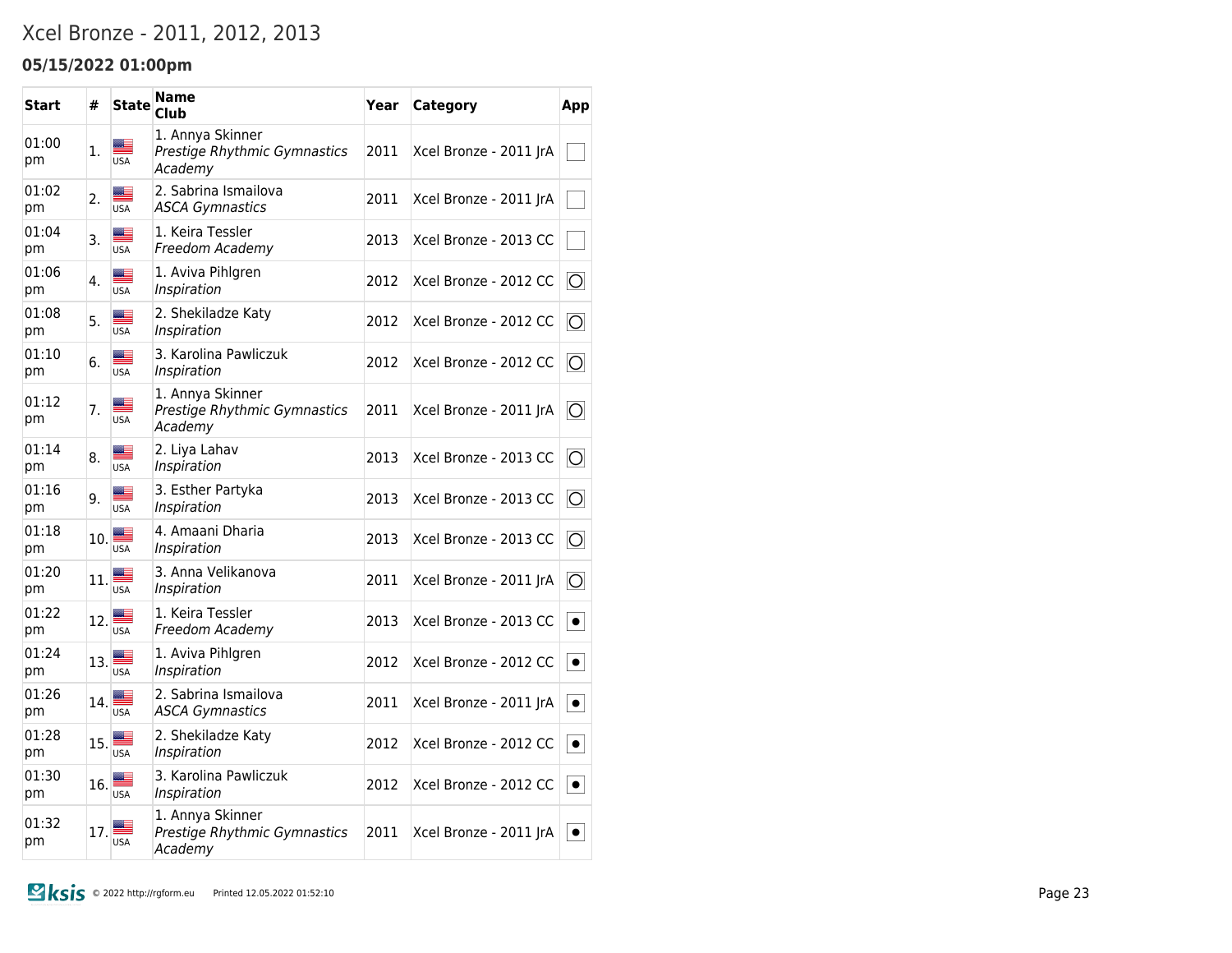# Xcel Bronze - 2011, 2012, 2013

**05/15/2022 01:00pm**

| Start | # | State | Name<br>Club | Year | Category | App |
|---|---|---|---|---|---|---|
| 01:00 pm | 1. | USA | 1. Annya Skinner<br>*Prestige Rhythmic Gymnastics Academy* | 2011 | Xcel Bronze - 2011 JrA | ☐ |
| 01:02 pm | 2. | USA | 2. Sabrina Ismailova<br>*ASCA Gymnastics* | 2011 | Xcel Bronze - 2011 JrA | ☐ |
| 01:04 pm | 3. | USA | 1. Keira Tessler<br>*Freedom Academy* | 2013 | Xcel Bronze - 2013 CC | ☐ |
| 01:06 pm | 4. | USA | 1. Aviva Pihlgren<br>*Inspiration* | 2012 | Xcel Bronze - 2012 CC | ◯ |
| 01:08 pm | 5. | USA | 2. Shekiladze Katy<br>*Inspiration* | 2012 | Xcel Bronze - 2012 CC | ◯ |
| 01:10 pm | 6. | USA | 3. Karolina Pawliczuk<br>*Inspiration* | 2012 | Xcel Bronze - 2012 CC | ◯ |
| 01:12 pm | 7. | USA | 1. Annya Skinner<br>*Prestige Rhythmic Gymnastics Academy* | 2011 | Xcel Bronze - 2011 JrA | ◯ |
| 01:14 pm | 8. | USA | 2. Liya Lahav<br>*Inspiration* | 2013 | Xcel Bronze - 2013 CC | ◯ |
| 01:16 pm | 9. | USA | 3. Esther Partyka<br>*Inspiration* | 2013 | Xcel Bronze - 2013 CC | ◯ |
| 01:18 pm | 10. | USA | 4. Amaani Dharia<br>*Inspiration* | 2013 | Xcel Bronze - 2013 CC | ◯ |
| 01:20 pm | 11. | USA | 3. Anna Velikanova<br>*Inspiration* | 2011 | Xcel Bronze - 2011 JrA | ◯ |
| 01:22 pm | 12. | USA | 1. Keira Tessler<br>*Freedom Academy* | 2013 | Xcel Bronze - 2013 CC | ● |
| 01:24 pm | 13. | USA | 1. Aviva Pihlgren<br>*Inspiration* | 2012 | Xcel Bronze - 2012 CC | ● |
| 01:26 pm | 14. | USA | 2. Sabrina Ismailova<br>*ASCA Gymnastics* | 2011 | Xcel Bronze - 2011 JrA | ● |
| 01:28 pm | 15. | USA | 2. Shekiladze Katy<br>*Inspiration* | 2012 | Xcel Bronze - 2012 CC | ● |
| 01:30 pm | 16. | USA | 3. Karolina Pawliczuk<br>*Inspiration* | 2012 | Xcel Bronze - 2012 CC | ● |
| 01:32 pm | 17. | USA | 1. Annya Skinner<br>*Prestige Rhythmic Gymnastics Academy* | 2011 | Xcel Bronze - 2011 JrA | ● |

ksis © 2022 http://rgform.eu Printed 12.05.2022 01:52:10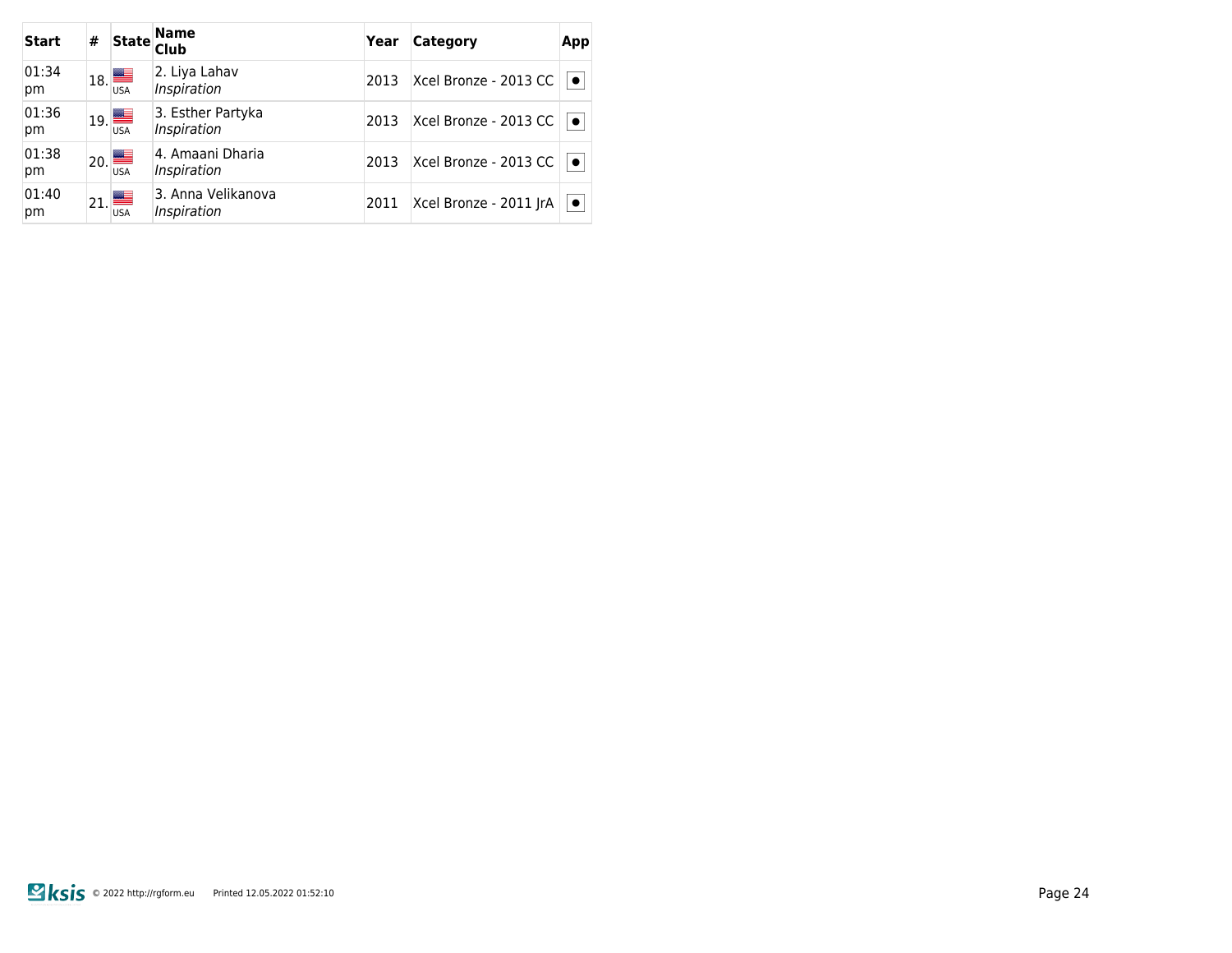| Start | # | State | Name<br>Club | Year | Category | App |
|---|---|---|---|---|---|---|
| 01:34 pm | 18. | USA | 2. Liya Lahav<br>*Inspiration* | 2013 | Xcel Bronze - 2013 CC | ● |
| 01:36 pm | 19. | USA | 3. Esther Partyka<br>*Inspiration* | 2013 | Xcel Bronze - 2013 CC | ● |
| 01:38 pm | 20. | USA | 4. Amaani Dharia<br>*Inspiration* | 2013 | Xcel Bronze - 2013 CC | ● |
| 01:40 pm | 21. | USA | 3. Anna Velikanova<br>*Inspiration* | 2011 | Xcel Bronze - 2011 JrA | ● |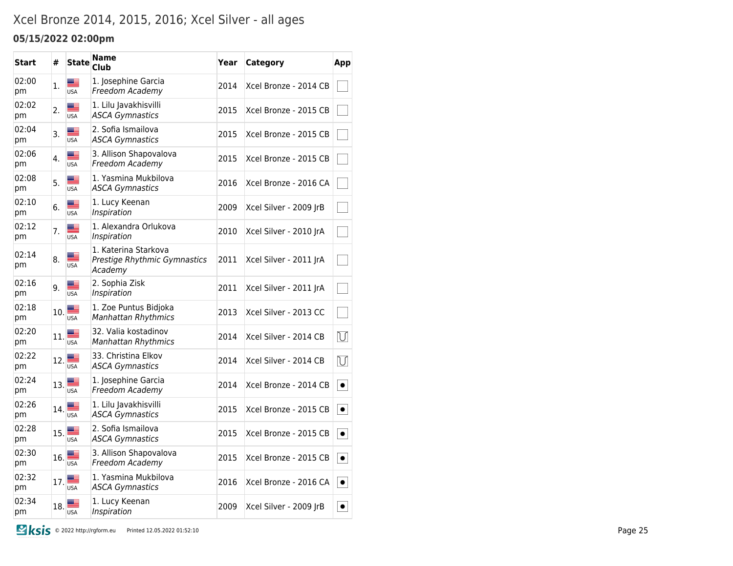# Xcel Bronze 2014, 2015, 2016; Xcel Silver - all ages

### 05/15/2022 02:00pm

| Start | # | State | Name<br>Club | Year | Category | App |
|---|---|---|---|---|---|---|
| 02:00 pm | 1. | USA | 1. Josephine Garcia<br>*Freedom Academy* | 2014 | Xcel Bronze - 2014 CB | |
| 02:02 pm | 2. | USA | 1. Lilu Javakhisvilli<br>*ASCA Gymnastics* | 2015 | Xcel Bronze - 2015 CB | |
| 02:04 pm | 3. | USA | 2. Sofia Ismailova<br>*ASCA Gymnastics* | 2015 | Xcel Bronze - 2015 CB | |
| 02:06 pm | 4. | USA | 3. Allison Shapovalova<br>*Freedom Academy* | 2015 | Xcel Bronze - 2015 CB | |
| 02:08 pm | 5. | USA | 1. Yasmina Mukbilova<br>*ASCA Gymnastics* | 2016 | Xcel Bronze - 2016 CA | |
| 02:10 pm | 6. | USA | 1. Lucy Keenan<br>*Inspiration* | 2009 | Xcel Silver - 2009 JrB | |
| 02:12 pm | 7. | USA | 1. Alexandra Orlukova<br>*Inspiration* | 2010 | Xcel Silver - 2010 JrA | |
| 02:14 pm | 8. | USA | 1. Katerina Starkova<br>*Prestige Rhythmic Gymnastics Academy* | 2011 | Xcel Silver - 2011 JrA | |
| 02:16 pm | 9. | USA | 2. Sophia Zisk<br>*Inspiration* | 2011 | Xcel Silver - 2011 JrA | |
| 02:18 pm | 10. | USA | 1. Zoe Puntus Bidjoka<br>*Manhattan Rhythmics* | 2013 | Xcel Silver - 2013 CC | |
| 02:20 pm | 11. | USA | 32. Valia kostadinov<br>*Manhattan Rhythmics* | 2014 | Xcel Silver - 2014 CB | |
| 02:22 pm | 12. | USA | 33. Christina Elkov<br>*ASCA Gymnastics* | 2014 | Xcel Silver - 2014 CB | |
| 02:24 pm | 13. | USA | 1. Josephine Garcia<br>*Freedom Academy* | 2014 | Xcel Bronze - 2014 CB | |
| 02:26 pm | 14. | USA | 1. Lilu Javakhisvilli<br>*ASCA Gymnastics* | 2015 | Xcel Bronze - 2015 CB | |
| 02:28 pm | 15. | USA | 2. Sofia Ismailova<br>*ASCA Gymnastics* | 2015 | Xcel Bronze - 2015 CB | |
| 02:30 pm | 16. | USA | 3. Allison Shapovalova<br>*Freedom Academy* | 2015 | Xcel Bronze - 2015 CB | |
| 02:32 pm | 17. | USA | 1. Yasmina Mukbilova<br>*ASCA Gymnastics* | 2016 | Xcel Bronze - 2016 CA | |
| 02:34 pm | 18. | USA | 1. Lucy Keenan<br>*Inspiration* | 2009 | Xcel Silver - 2009 JrB | |

© 2022 http://rgform.eu Printed 12.05.2022 01:52:10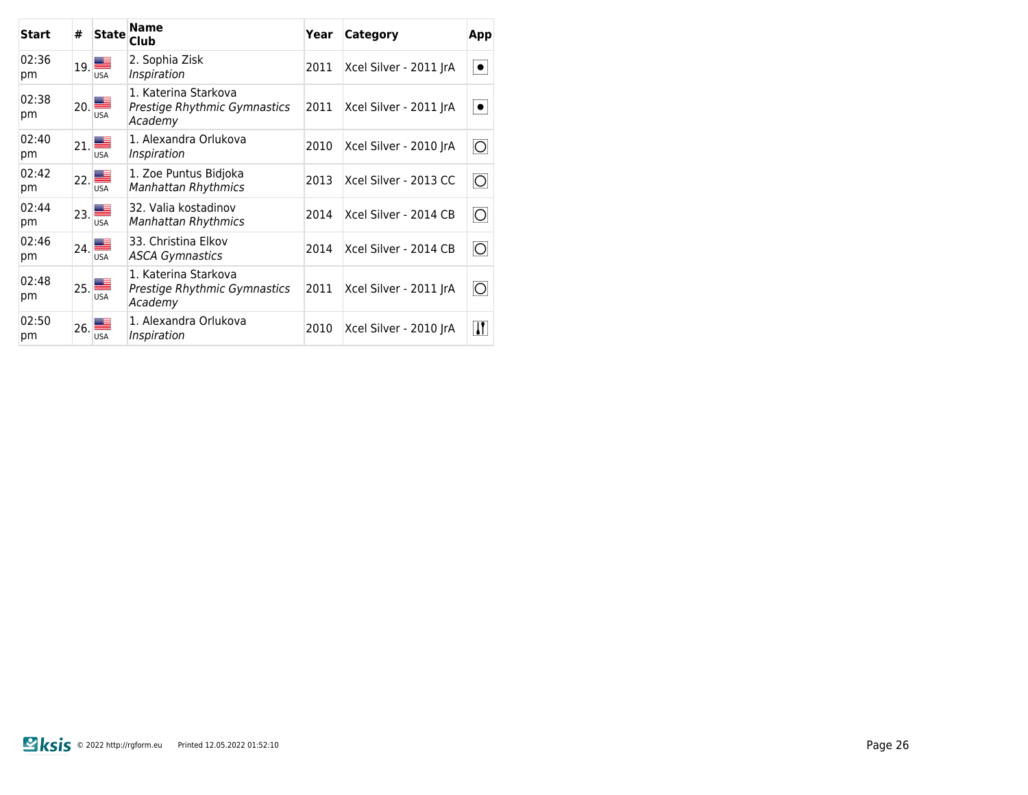| Start | # | State | Name<br>Club | Year | Category | App |
|---|---|---|---|---|---|---|
| 02:36 pm | 19. | USA | 2. Sophia Zisk<br>*Inspiration* | 2011 | Xcel Silver - 2011 JrA | ● |
| 02:38 pm | 20. | USA | 1. Katerina Starkova<br>*Prestige Rhythmic Gymnastics Academy* | 2011 | Xcel Silver - 2011 JrA | ● |
| 02:40 pm | 21. | USA | 1. Alexandra Orlukova<br>*Inspiration* | 2010 | Xcel Silver - 2010 JrA | ○ |
| 02:42 pm | 22. | USA | 1. Zoe Puntus Bidjoka<br>*Manhattan Rhythmics* | 2013 | Xcel Silver - 2013 CC | ○ |
| 02:44 pm | 23. | USA | 32. Valia kostadinov<br>*Manhattan Rhythmics* | 2014 | Xcel Silver - 2014 CB | ○ |
| 02:46 pm | 24. | USA | 33. Christina Elkov<br>*ASCA Gymnastics* | 2014 | Xcel Silver - 2014 CB | ○ |
| 02:48 pm | 25. | USA | 1. Katerina Starkova<br>*Prestige Rhythmic Gymnastics Academy* | 2011 | Xcel Silver - 2011 JrA | ○ |
| 02:50 pm | 26. | USA | 1. Alexandra Orlukova<br>*Inspiration* | 2010 | Xcel Silver - 2010 JrA | Clubs |

ksis © 2022 http://rgform.eu Printed 12.05.2022 01:52:10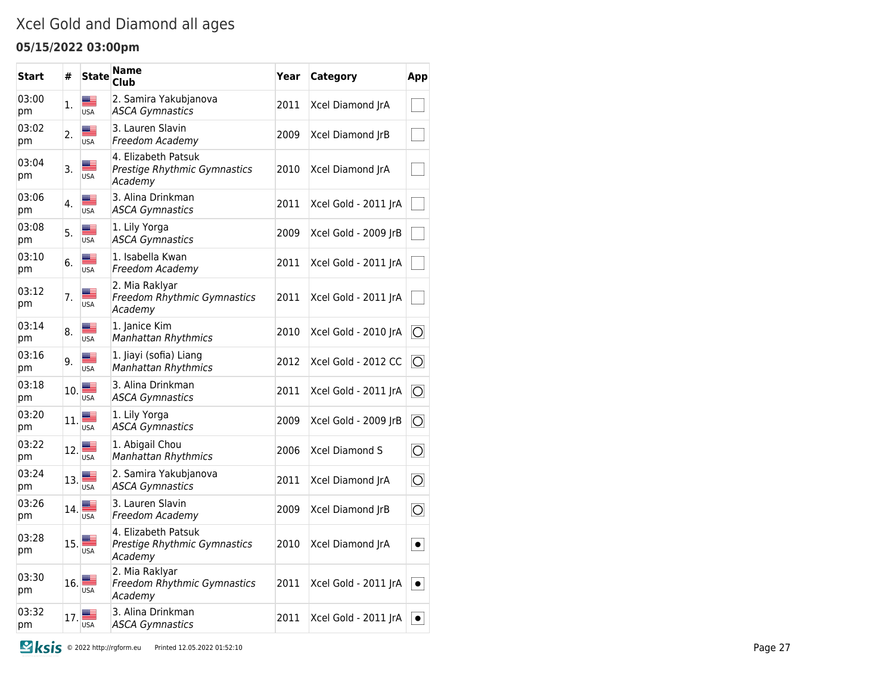# Xcel Gold and Diamond all ages

### 05/15/2022 03:00pm

| Start | # | State | Name<br>Club | Year | Category | App |
|---|---|---|---|---|---|---|
| 03:00 pm | 1. | USA | 2. Samira Yakubjanova<br>*ASCA Gymnastics* | 2011 | Xcel Diamond JrA | ☐ |
| 03:02 pm | 2. | USA | 3. Lauren Slavin<br>*Freedom Academy* | 2009 | Xcel Diamond JrB | ☐ |
| 03:04 pm | 3. | USA | 4. Elizabeth Patsuk<br>*Prestige Rhythmic Gymnastics Academy* | 2010 | Xcel Diamond JrA | ☐ |
| 03:06 pm | 4. | USA | 3. Alina Drinkman<br>*ASCA Gymnastics* | 2011 | Xcel Gold - 2011 JrA | ☐ |
| 03:08 pm | 5. | USA | 1. Lily Yorga<br>*ASCA Gymnastics* | 2009 | Xcel Gold - 2009 JrB | ☐ |
| 03:10 pm | 6. | USA | 1. Isabella Kwan<br>*Freedom Academy* | 2011 | Xcel Gold - 2011 JrA | ☐ |
| 03:12 pm | 7. | USA | 2. Mia Raklyar<br>*Freedom Rhythmic Gymnastics Academy* | 2011 | Xcel Gold - 2011 JrA | ☐ |
| 03:14 pm | 8. | USA | 1. Janice Kim<br>*Manhattan Rhythmics* | 2010 | Xcel Gold - 2010 JrA | ◯ |
| 03:16 pm | 9. | USA | 1. Jiayi (sofia) Liang<br>*Manhattan Rhythmics* | 2012 | Xcel Gold - 2012 CC | ◯ |
| 03:18 pm | 10. | USA | 3. Alina Drinkman<br>*ASCA Gymnastics* | 2011 | Xcel Gold - 2011 JrA | ◯ |
| 03:20 pm | 11. | USA | 1. Lily Yorga<br>*ASCA Gymnastics* | 2009 | Xcel Gold - 2009 JrB | ◯ |
| 03:22 pm | 12. | USA | 1. Abigail Chou<br>*Manhattan Rhythmics* | 2006 | Xcel Diamond S | ◯ |
| 03:24 pm | 13. | USA | 2. Samira Yakubjanova<br>*ASCA Gymnastics* | 2011 | Xcel Diamond JrA | ◯ |
| 03:26 pm | 14. | USA | 3. Lauren Slavin<br>*Freedom Academy* | 2009 | Xcel Diamond JrB | ◯ |
| 03:28 pm | 15. | USA | 4. Elizabeth Patsuk<br>*Prestige Rhythmic Gymnastics Academy* | 2010 | Xcel Diamond JrA | • |
| 03:30 pm | 16. | USA | 2. Mia Raklyar<br>*Freedom Rhythmic Gymnastics Academy* | 2011 | Xcel Gold - 2011 JrA | • |
| 03:32 pm | 17. | USA | 3. Alina Drinkman<br>*ASCA Gymnastics* | 2011 | Xcel Gold - 2011 JrA | • |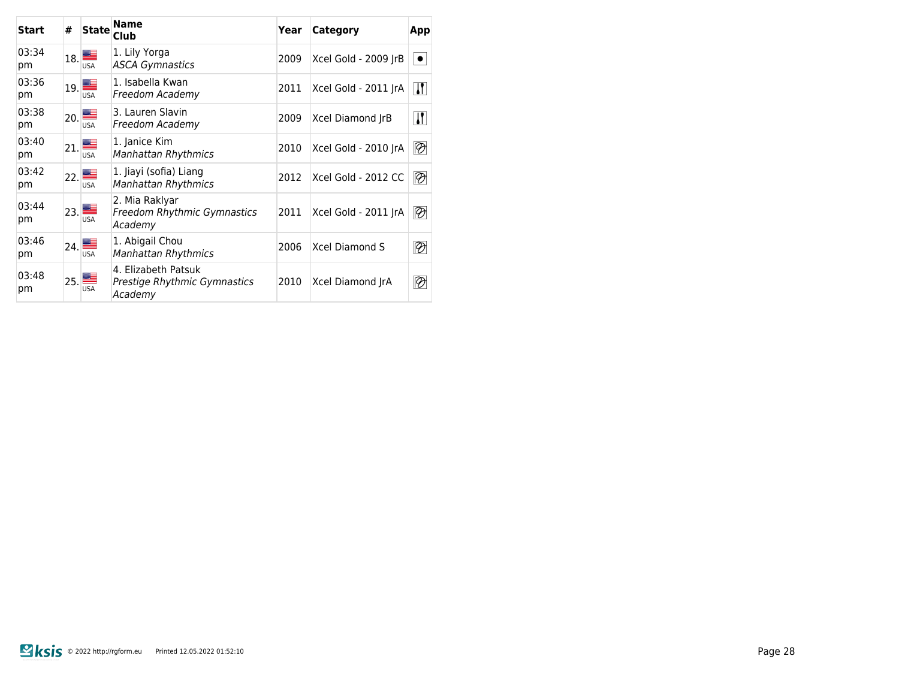| Start | # | State | Name<br>Club | Year | Category | App |
|---|---|---|---|---|---|---|
| 03:34 pm | 18. | USA | 1. Lily Yorga<br>*ASCA Gymnastics* | 2009 | Xcel Gold - 2009 JrB | |
| 03:36 pm | 19. | USA | 1. Isabella Kwan<br>*Freedom Academy* | 2011 | Xcel Gold - 2011 JrA | |
| 03:38 pm | 20. | USA | 3. Lauren Slavin<br>*Freedom Academy* | 2009 | Xcel Diamond JrB | |
| 03:40 pm | 21. | USA | 1. Janice Kim<br>*Manhattan Rhythmics* | 2010 | Xcel Gold - 2010 JrA | |
| 03:42 pm | 22. | USA | 1. Jiayi (sofia) Liang<br>*Manhattan Rhythmics* | 2012 | Xcel Gold - 2012 CC | |
| 03:44 pm | 23. | USA | 2. Mia Raklyar<br>*Freedom Rhythmic Gymnastics Academy* | 2011 | Xcel Gold - 2011 JrA | |
| 03:46 pm | 24. | USA | 1. Abigail Chou<br>*Manhattan Rhythmics* | 2006 | Xcel Diamond S | |
| 03:48 pm | 25. | USA | 4. Elizabeth Patsuk<br>*Prestige Rhythmic Gymnastics Academy* | 2010 | Xcel Diamond JrA | |

ksis © 2022 http://rgform.eu Printed 12.05.2022 01:52:10